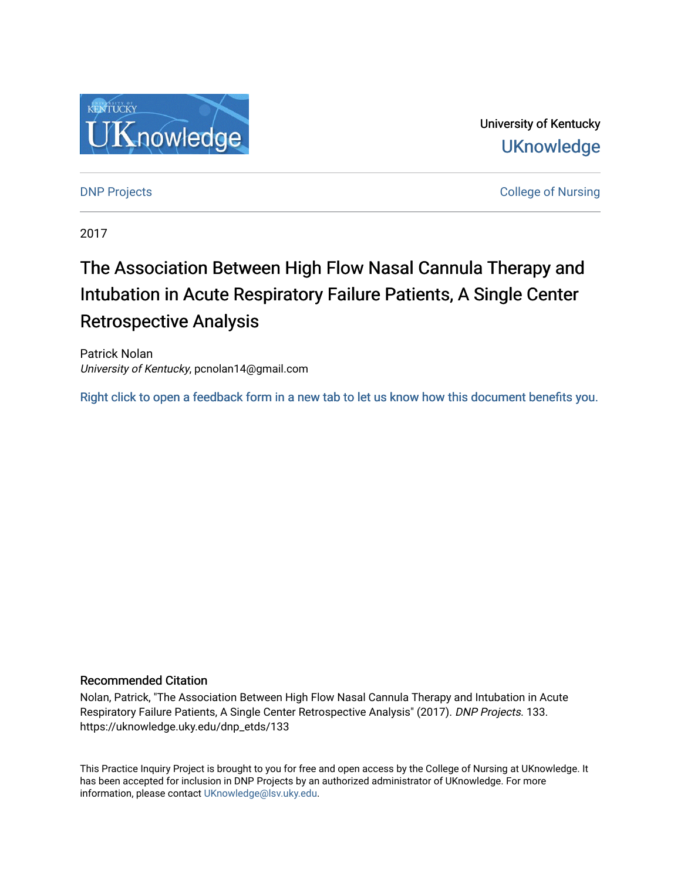University of Kentucky

UKnowledge

DNP Projects

College of Nursing

2017

# The Association Between High Flow Nasal Cannula Therapy and Intubation in Acute Respiratory Failure Patients, A Single Center Retrospective Analysis

Patrick Nolan
*University of Kentucky*, pcnolan14@gmail.com

Right click to open a feedback form in a new tab to let us know how this document benefits you.

## Recommended Citation

Nolan, Patrick, "The Association Between High Flow Nasal Cannula Therapy and Intubation in Acute Respiratory Failure Patients, A Single Center Retrospective Analysis" (2017). *DNP Projects*. 133. https://uknowledge.uky.edu/dnp_etds/133

This Practice Inquiry Project is brought to you for free and open access by the College of Nursing at UKnowledge. It has been accepted for inclusion in DNP Projects by an authorized administrator of UKnowledge. For more information, please contact UKnowledge@lsv.uky.edu.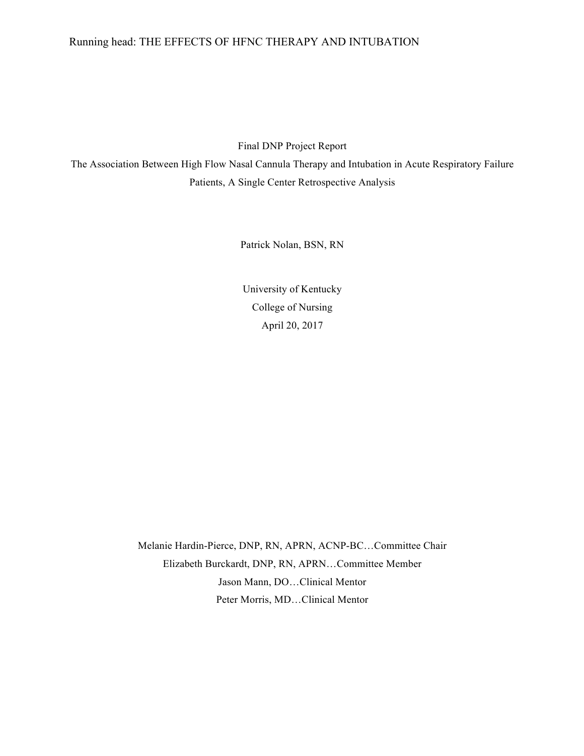Final DNP Project Report

The Association Between High Flow Nasal Cannula Therapy and Intubation in Acute Respiratory Failure Patients, A Single Center Retrospective Analysis

Patrick Nolan, BSN, RN

University of Kentucky

College of Nursing

April 20, 2017

Melanie Hardin-Pierce, DNP, RN, APRN, ACNP-BC…Committee Chair

Elizabeth Burckardt, DNP, RN, APRN…Committee Member

Jason Mann, DO…Clinical Mentor

Peter Morris, MD…Clinical Mentor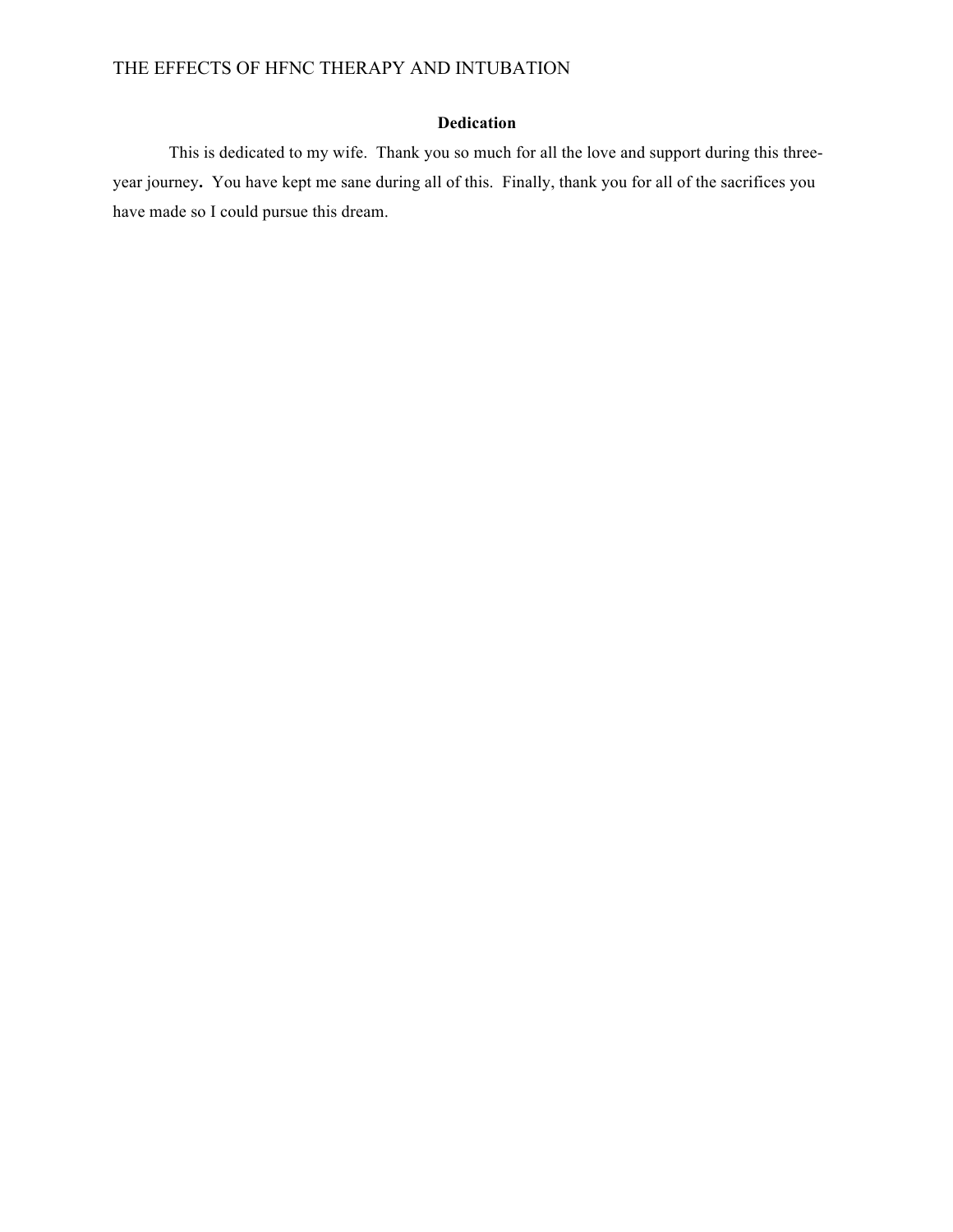## Dedication

This is dedicated to my wife. Thank you so much for all the love and support during this three-year journey**.** You have kept me sane during all of this. Finally, thank you for all of the sacrifices you have made so I could pursue this dream.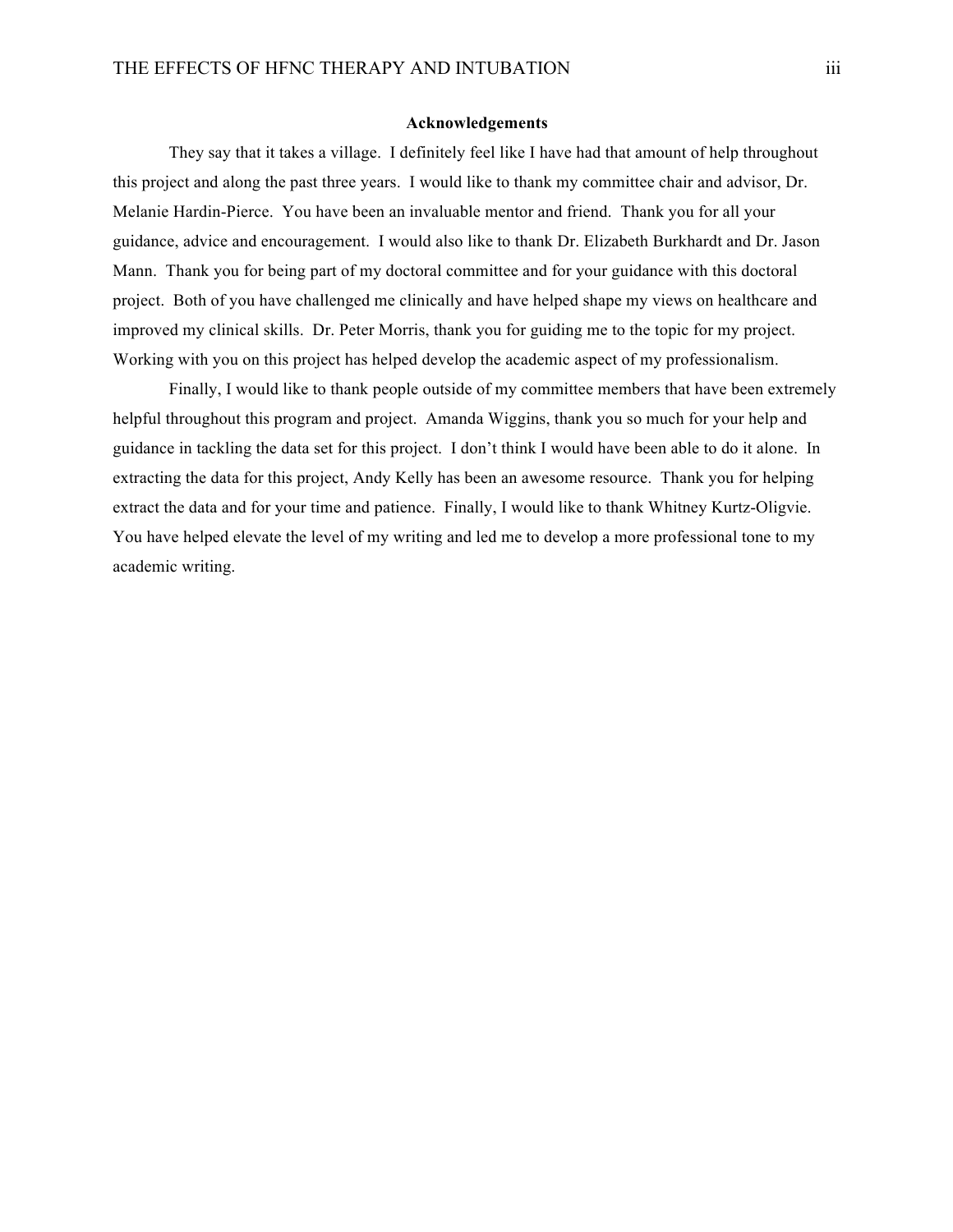## Acknowledgements

They say that it takes a village. I definitely feel like I have had that amount of help throughout this project and along the past three years. I would like to thank my committee chair and advisor, Dr. Melanie Hardin-Pierce. You have been an invaluable mentor and friend. Thank you for all your guidance, advice and encouragement. I would also like to thank Dr. Elizabeth Burkhardt and Dr. Jason Mann. Thank you for being part of my doctoral committee and for your guidance with this doctoral project. Both of you have challenged me clinically and have helped shape my views on healthcare and improved my clinical skills. Dr. Peter Morris, thank you for guiding me to the topic for my project. Working with you on this project has helped develop the academic aspect of my professionalism.

Finally, I would like to thank people outside of my committee members that have been extremely helpful throughout this program and project. Amanda Wiggins, thank you so much for your help and guidance in tackling the data set for this project. I don't think I would have been able to do it alone. In extracting the data for this project, Andy Kelly has been an awesome resource. Thank you for helping extract the data and for your time and patience. Finally, I would like to thank Whitney Kurtz-Oligvie. You have helped elevate the level of my writing and led me to develop a more professional tone to my academic writing.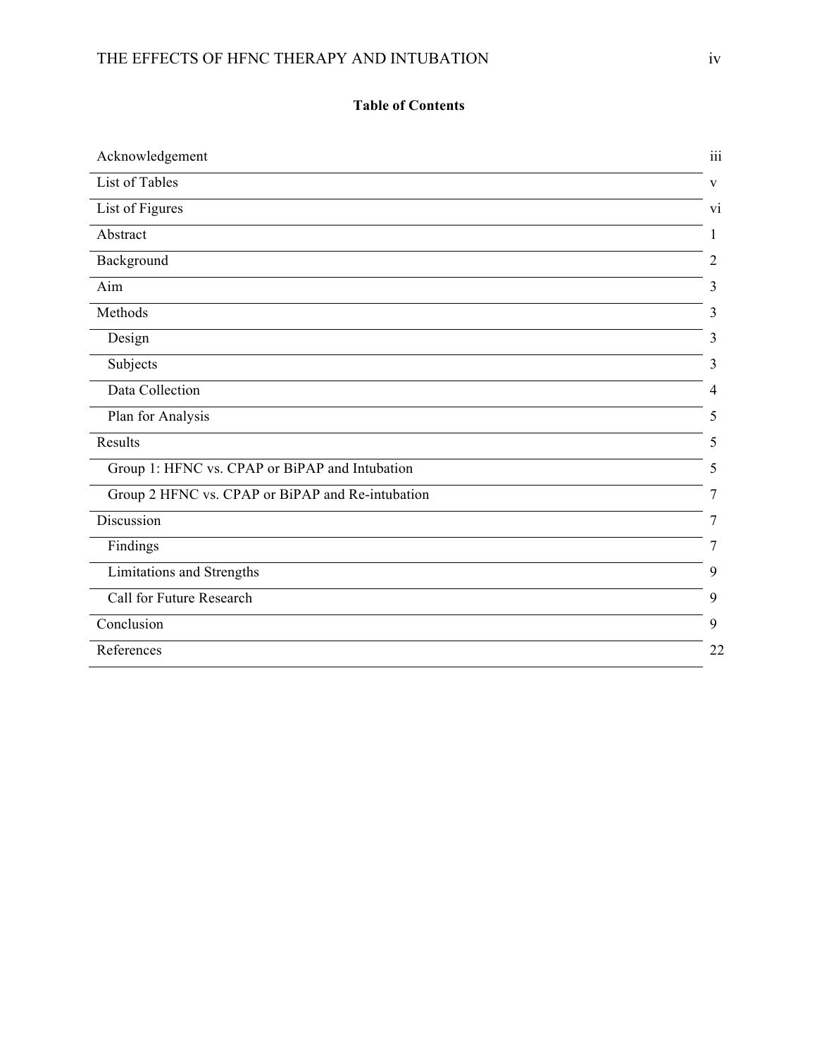## Table of Contents

| | |
|---|---|
| Acknowledgement | iii |
| List of Tables | v |
| List of Figures | vi |
| Abstract | 1 |
| Background | 2 |
| Aim | 3 |
| Methods | 3 |
| Design | 3 |
| Subjects | 3 |
| Data Collection | 4 |
| Plan for Analysis | 5 |
| Results | 5 |
| Group 1: HFNC vs. CPAP or BiPAP and Intubation | 5 |
| Group 2 HFNC vs. CPAP or BiPAP and Re-intubation | 7 |
| Discussion | 7 |
| Findings | 7 |
| Limitations and Strengths | 9 |
| Call for Future Research | 9 |
| Conclusion | 9 |
| References | 22 |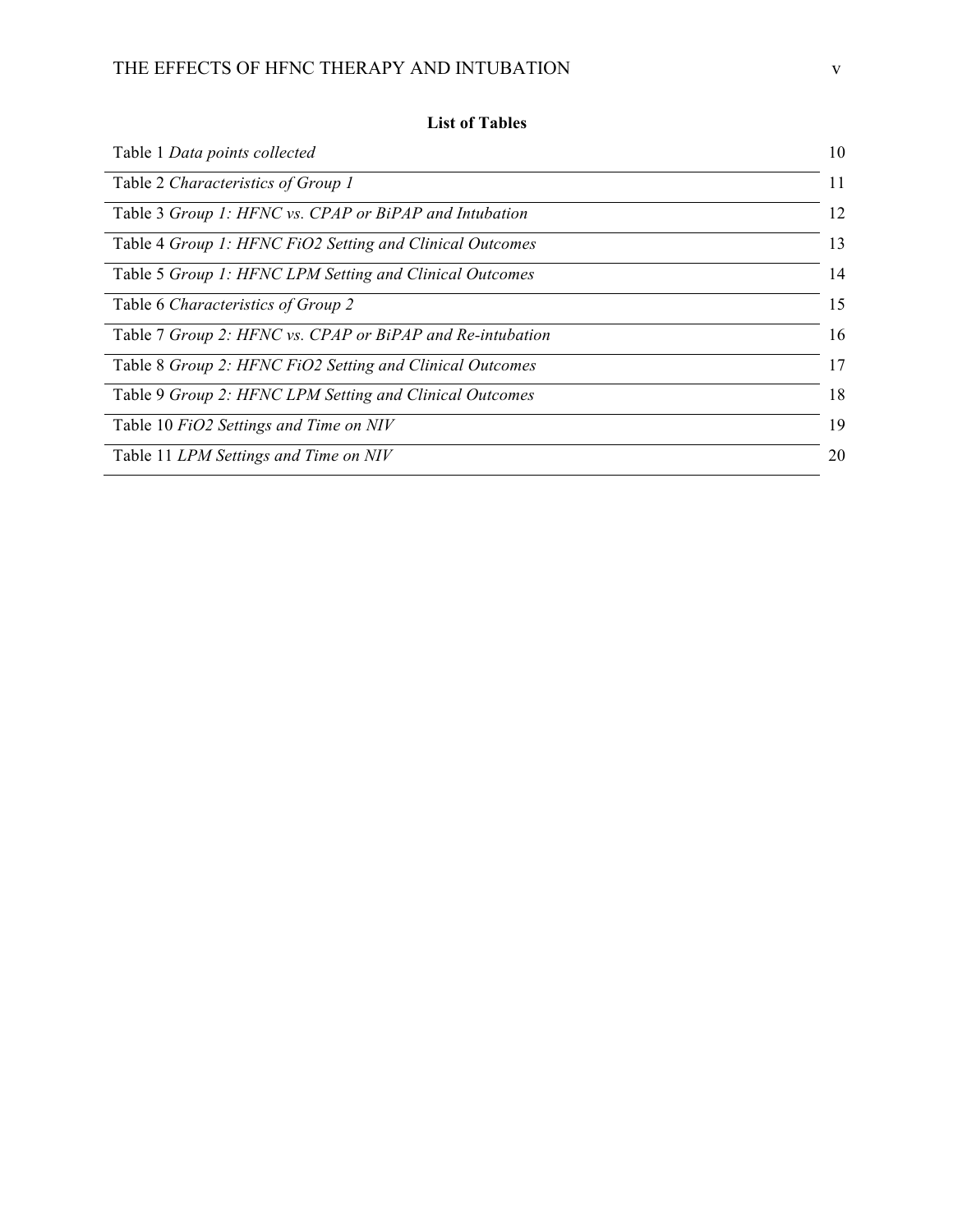**List of Tables**

| | |
|---|---|
| Table 1 *Data points collected* | 10 |
| Table 2 *Characteristics of Group 1* | 11 |
| Table 3 *Group 1: HFNC vs. CPAP or BiPAP and Intubation* | 12 |
| Table 4 *Group 1: HFNC FiO2 Setting and Clinical Outcomes* | 13 |
| Table 5 *Group 1: HFNC LPM Setting and Clinical Outcomes* | 14 |
| Table 6 *Characteristics of Group 2* | 15 |
| Table 7 *Group 2: HFNC vs. CPAP or BiPAP and Re-intubation* | 16 |
| Table 8 *Group 2: HFNC FiO2 Setting and Clinical Outcomes* | 17 |
| Table 9 *Group 2: HFNC LPM Setting and Clinical Outcomes* | 18 |
| Table 10 *FiO2 Settings and Time on NIV* | 19 |
| Table 11 *LPM Settings and Time on NIV* | 20 |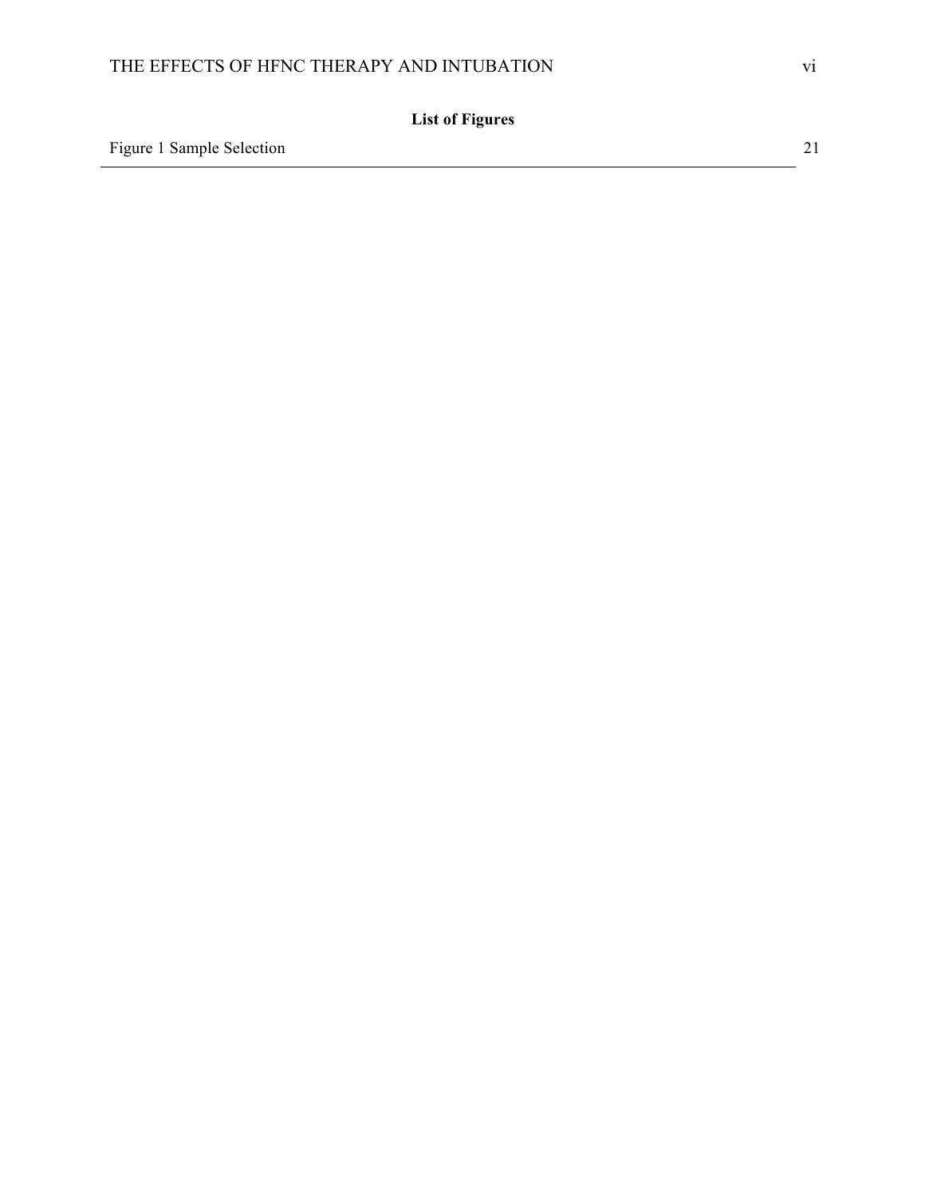**List of Figures**

Figure 1 Sample Selection 21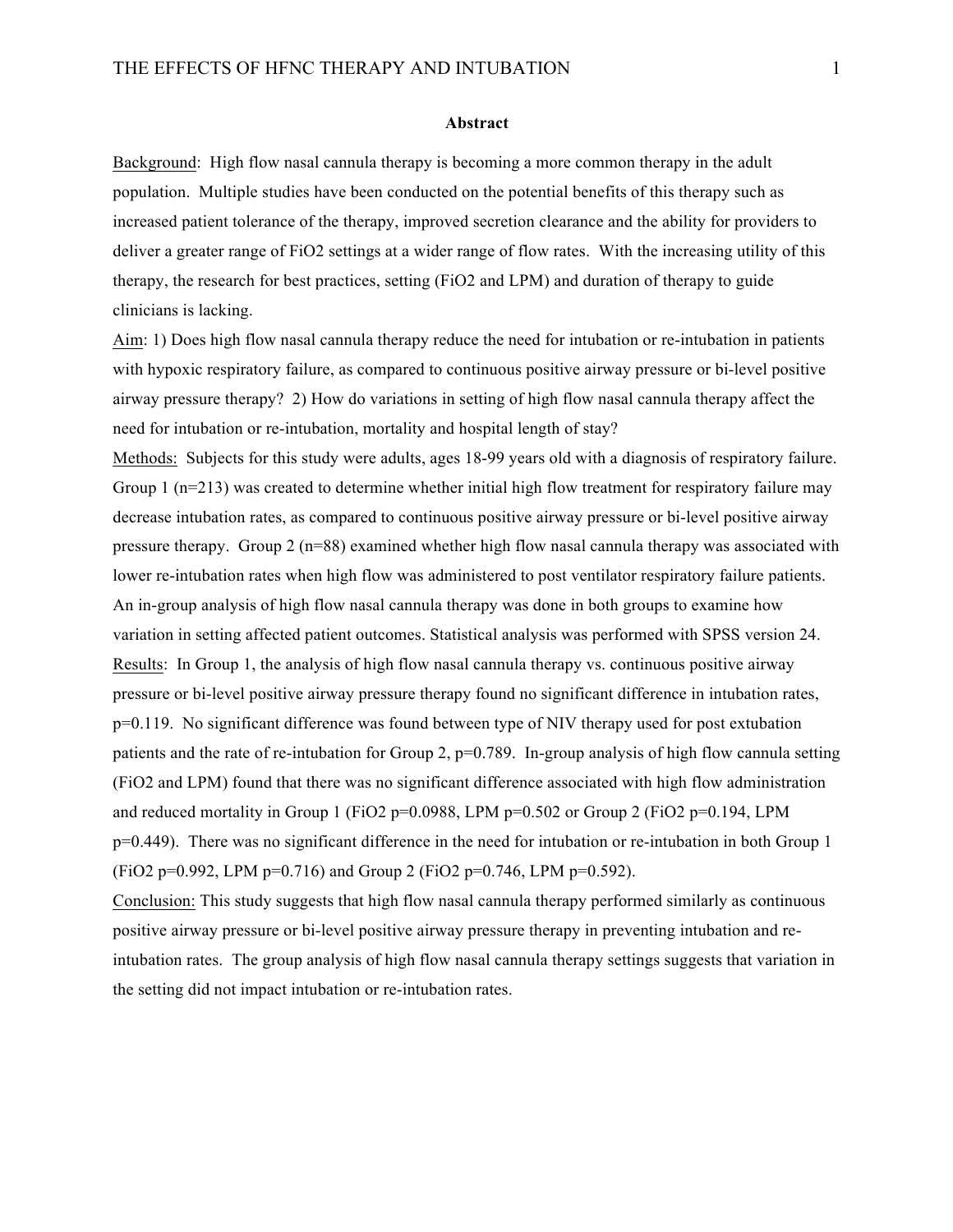## Abstract

Background: High flow nasal cannula therapy is becoming a more common therapy in the adult population. Multiple studies have been conducted on the potential benefits of this therapy such as increased patient tolerance of the therapy, improved secretion clearance and the ability for providers to deliver a greater range of $FiO_2$ settings at a wider range of flow rates. With the increasing utility of this therapy, the research for best practices, setting ($FiO_2$ and LPM) and duration of therapy to guide clinicians is lacking.

Aim: 1) Does high flow nasal cannula therapy reduce the need for intubation or re-intubation in patients with hypoxic respiratory failure, as compared to continuous positive airway pressure or bi-level positive airway pressure therapy? 2) How do variations in setting of high flow nasal cannula therapy affect the need for intubation or re-intubation, mortality and hospital length of stay?

Methods: Subjects for this study were adults, ages 18-99 years old with a diagnosis of respiratory failure. Group 1 (n=213) was created to determine whether initial high flow treatment for respiratory failure may decrease intubation rates, as compared to continuous positive airway pressure or bi-level positive airway pressure therapy. Group 2 (n=88) examined whether high flow nasal cannula therapy was associated with lower re-intubation rates when high flow was administered to post ventilator respiratory failure patients. An in-group analysis of high flow nasal cannula therapy was done in both groups to examine how variation in setting affected patient outcomes. Statistical analysis was performed with SPSS version 24.

Results: In Group 1, the analysis of high flow nasal cannula therapy vs. continuous positive airway pressure or bi-level positive airway pressure therapy found no significant difference in intubation rates, $p=0.119$. No significant difference was found between type of NIV therapy used for post extubation patients and the rate of re-intubation for Group 2, $p=0.789$. In-group analysis of high flow cannula setting ($FiO_2$ and LPM) found that there was no significant difference associated with high flow administration and reduced mortality in Group 1 ($FiO_2$ $p=0.0988$, LPM $p=0.502$ or Group 2 ($FiO_2$ $p=0.194$, LPM $p=0.449$). There was no significant difference in the need for intubation or re-intubation in both Group 1 ($FiO_2$ $p=0.992$, LPM $p=0.716$) and Group 2 ($FiO_2$ $p=0.746$, LPM $p=0.592$).

Conclusion: This study suggests that high flow nasal cannula therapy performed similarly as continuous positive airway pressure or bi-level positive airway pressure therapy in preventing intubation and re-intubation rates. The group analysis of high flow nasal cannula therapy settings suggests that variation in the setting did not impact intubation or re-intubation rates.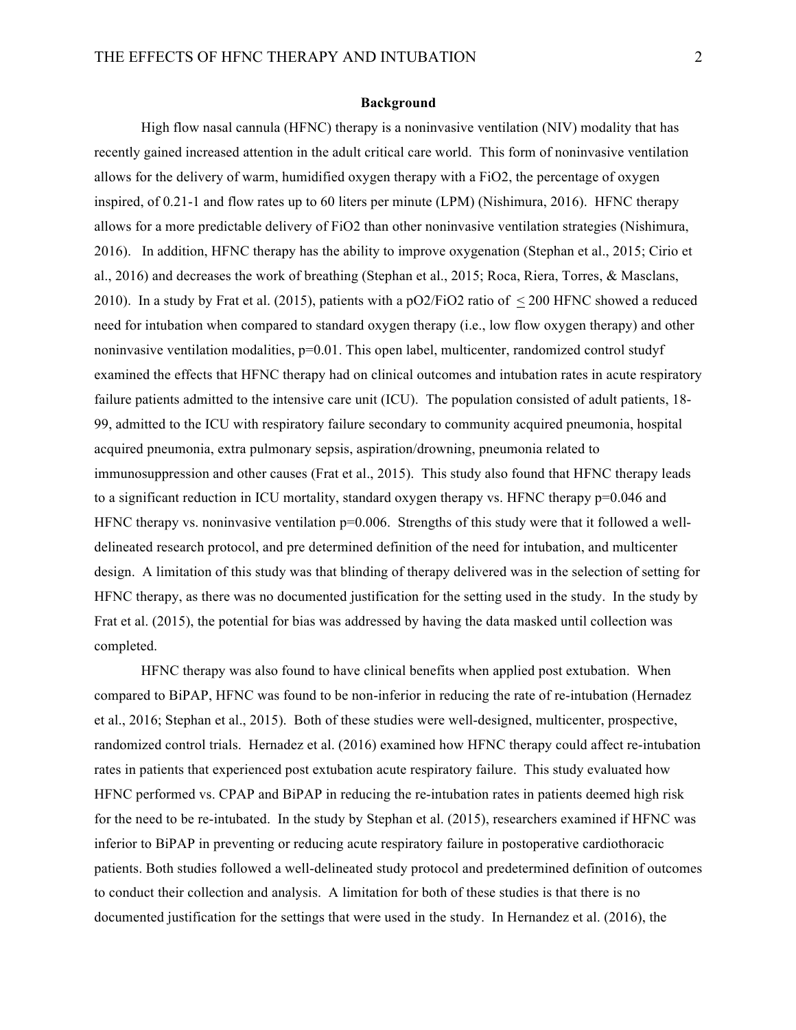## Background

High flow nasal cannula (HFNC) therapy is a noninvasive ventilation (NIV) modality that has recently gained increased attention in the adult critical care world. This form of noninvasive ventilation allows for the delivery of warm, humidified oxygen therapy with a $FiO_2$, the percentage of oxygen inspired, of 0.21-1 and flow rates up to 60 liters per minute (LPM) (Nishimura, 2016). HFNC therapy allows for a more predictable delivery of $FiO_2$ than other noninvasive ventilation strategies (Nishimura, 2016). In addition, HFNC therapy has the ability to improve oxygenation (Stephan et al., 2015; Cirio et al., 2016) and decreases the work of breathing (Stephan et al., 2015; Roca, Riera, Torres, & Masclans, 2010). In a study by Frat et al. (2015), patients with a $pO_2/FiO_2$ ratio of $\leq 200$ HFNC showed a reduced need for intubation when compared to standard oxygen therapy (i.e., low flow oxygen therapy) and other noninvasive ventilation modalities, $p=0.01$. This open label, multicenter, randomized control studyf examined the effects that HFNC therapy had on clinical outcomes and intubation rates in acute respiratory failure patients admitted to the intensive care unit (ICU). The population consisted of adult patients, 18-99, admitted to the ICU with respiratory failure secondary to community acquired pneumonia, hospital acquired pneumonia, extra pulmonary sepsis, aspiration/drowning, pneumonia related to immunosuppression and other causes (Frat et al., 2015). This study also found that HFNC therapy leads to a significant reduction in ICU mortality, standard oxygen therapy vs. HFNC therapy $p=0.046$ and HFNC therapy vs. noninvasive ventilation $p=0.006$. Strengths of this study were that it followed a well-delineated research protocol, and pre determined definition of the need for intubation, and multicenter design. A limitation of this study was that blinding of therapy delivered was in the selection of setting for HFNC therapy, as there was no documented justification for the setting used in the study. In the study by Frat et al. (2015), the potential for bias was addressed by having the data masked until collection was completed.

HFNC therapy was also found to have clinical benefits when applied post extubation. When compared to BiPAP, HFNC was found to be non-inferior in reducing the rate of re-intubation (Hernadez et al., 2016; Stephan et al., 2015). Both of these studies were well-designed, multicenter, prospective, randomized control trials. Hernadez et al. (2016) examined how HFNC therapy could affect re-intubation rates in patients that experienced post extubation acute respiratory failure. This study evaluated how HFNC performed vs. CPAP and BiPAP in reducing the re-intubation rates in patients deemed high risk for the need to be re-intubated. In the study by Stephan et al. (2015), researchers examined if HFNC was inferior to BiPAP in preventing or reducing acute respiratory failure in postoperative cardiothoracic patients. Both studies followed a well-delineated study protocol and predetermined definition of outcomes to conduct their collection and analysis. A limitation for both of these studies is that there is no documented justification for the settings that were used in the study. In Hernandez et al. (2016), the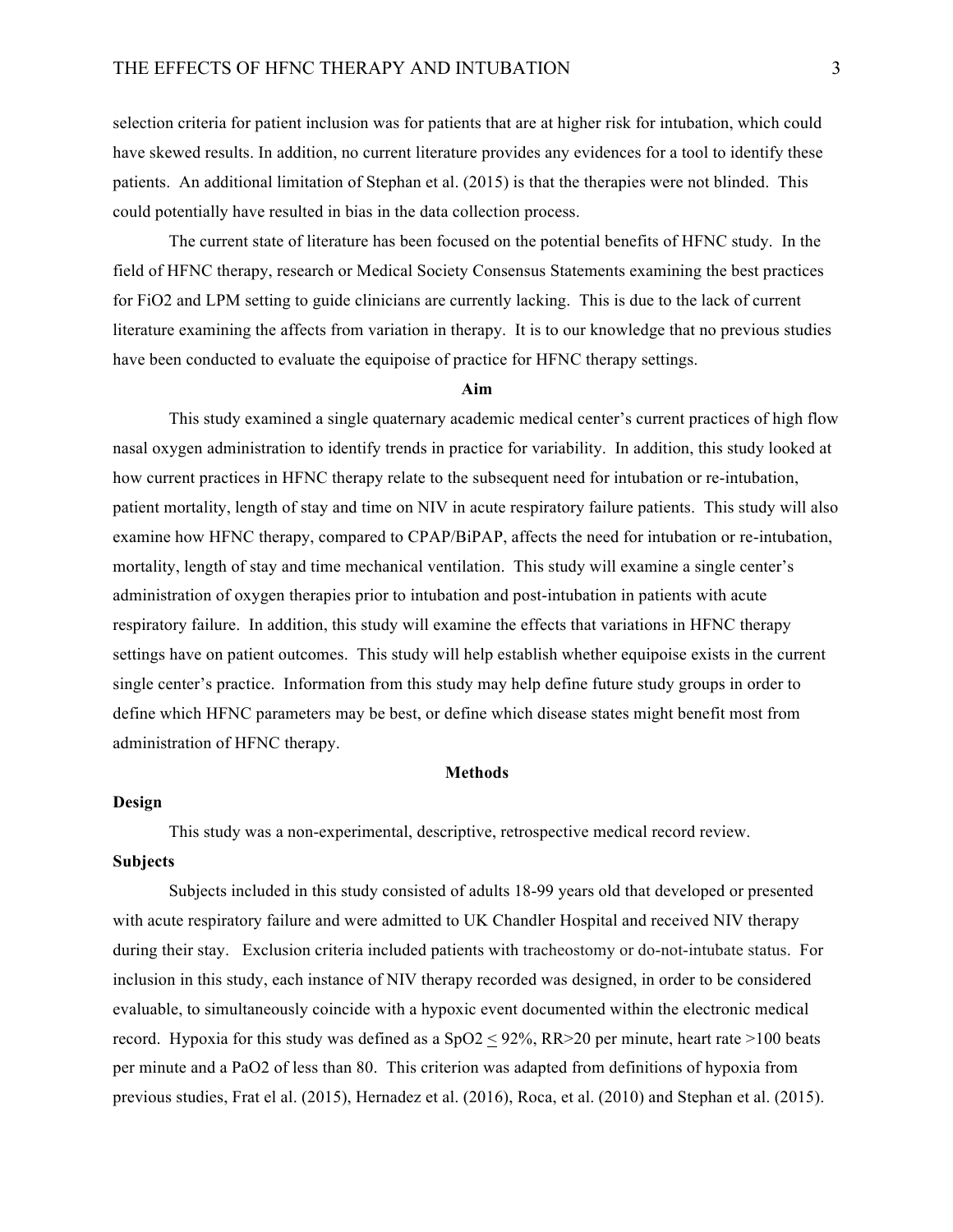selection criteria for patient inclusion was for patients that are at higher risk for intubation, which could have skewed results. In addition, no current literature provides any evidences for a tool to identify these patients. An additional limitation of Stephan et al. (2015) is that the therapies were not blinded. This could potentially have resulted in bias in the data collection process.

The current state of literature has been focused on the potential benefits of HFNC study. In the field of HFNC therapy, research or Medical Society Consensus Statements examining the best practices for FiO2 and LPM setting to guide clinicians are currently lacking. This is due to the lack of current literature examining the affects from variation in therapy. It is to our knowledge that no previous studies have been conducted to evaluate the equipoise of practice for HFNC therapy settings.

## Aim

This study examined a single quaternary academic medical center's current practices of high flow nasal oxygen administration to identify trends in practice for variability. In addition, this study looked at how current practices in HFNC therapy relate to the subsequent need for intubation or re-intubation, patient mortality, length of stay and time on NIV in acute respiratory failure patients. This study will also examine how HFNC therapy, compared to CPAP/BiPAP, affects the need for intubation or re-intubation, mortality, length of stay and time mechanical ventilation. This study will examine a single center's administration of oxygen therapies prior to intubation and post-intubation in patients with acute respiratory failure. In addition, this study will examine the effects that variations in HFNC therapy settings have on patient outcomes. This study will help establish whether equipoise exists in the current single center's practice. Information from this study may help define future study groups in order to define which HFNC parameters may be best, or define which disease states might benefit most from administration of HFNC therapy.

## Methods

### Design

This study was a non-experimental, descriptive, retrospective medical record review.

### Subjects

Subjects included in this study consisted of adults 18-99 years old that developed or presented with acute respiratory failure and were admitted to UK Chandler Hospital and received NIV therapy during their stay. Exclusion criteria included patients with tracheostomy or do-not-intubate status. For inclusion in this study, each instance of NIV therapy recorded was designed, in order to be considered evaluable, to simultaneously coincide with a hypoxic event documented within the electronic medical record. Hypoxia for this study was defined as a SpO2 $\leq$ 92%, RR>20 per minute, heart rate >100 beats per minute and a PaO2 of less than 80. This criterion was adapted from definitions of hypoxia from previous studies, Frat el al. (2015), Hernadez et al. (2016), Roca, et al. (2010) and Stephan et al. (2015).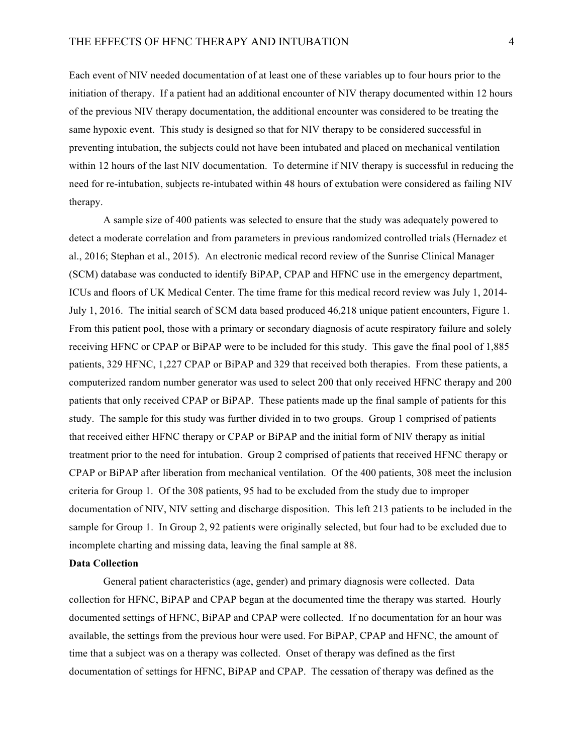Each event of NIV needed documentation of at least one of these variables up to four hours prior to the initiation of therapy. If a patient had an additional encounter of NIV therapy documented within 12 hours of the previous NIV therapy documentation, the additional encounter was considered to be treating the same hypoxic event. This study is designed so that for NIV therapy to be considered successful in preventing intubation, the subjects could not have been intubated and placed on mechanical ventilation within 12 hours of the last NIV documentation. To determine if NIV therapy is successful in reducing the need for re-intubation, subjects re-intubated within 48 hours of extubation were considered as failing NIV therapy.

A sample size of 400 patients was selected to ensure that the study was adequately powered to detect a moderate correlation and from parameters in previous randomized controlled trials (Hernadez et al., 2016; Stephan et al., 2015). An electronic medical record review of the Sunrise Clinical Manager (SCM) database was conducted to identify BiPAP, CPAP and HFNC use in the emergency department, ICUs and floors of UK Medical Center. The time frame for this medical record review was July 1, 2014-July 1, 2016. The initial search of SCM data based produced 46,218 unique patient encounters, Figure 1. From this patient pool, those with a primary or secondary diagnosis of acute respiratory failure and solely receiving HFNC or CPAP or BiPAP were to be included for this study. This gave the final pool of 1,885 patients, 329 HFNC, 1,227 CPAP or BiPAP and 329 that received both therapies. From these patients, a computerized random number generator was used to select 200 that only received HFNC therapy and 200 patients that only received CPAP or BiPAP. These patients made up the final sample of patients for this study. The sample for this study was further divided in to two groups. Group 1 comprised of patients that received either HFNC therapy or CPAP or BiPAP and the initial form of NIV therapy as initial treatment prior to the need for intubation. Group 2 comprised of patients that received HFNC therapy or CPAP or BiPAP after liberation from mechanical ventilation. Of the 400 patients, 308 meet the inclusion criteria for Group 1. Of the 308 patients, 95 had to be excluded from the study due to improper documentation of NIV, NIV setting and discharge disposition. This left 213 patients to be included in the sample for Group 1. In Group 2, 92 patients were originally selected, but four had to be excluded due to incomplete charting and missing data, leaving the final sample at 88.

**Data Collection**

General patient characteristics (age, gender) and primary diagnosis were collected. Data collection for HFNC, BiPAP and CPAP began at the documented time the therapy was started. Hourly documented settings of HFNC, BiPAP and CPAP were collected. If no documentation for an hour was available, the settings from the previous hour were used. For BiPAP, CPAP and HFNC, the amount of time that a subject was on a therapy was collected. Onset of therapy was defined as the first documentation of settings for HFNC, BiPAP and CPAP. The cessation of therapy was defined as the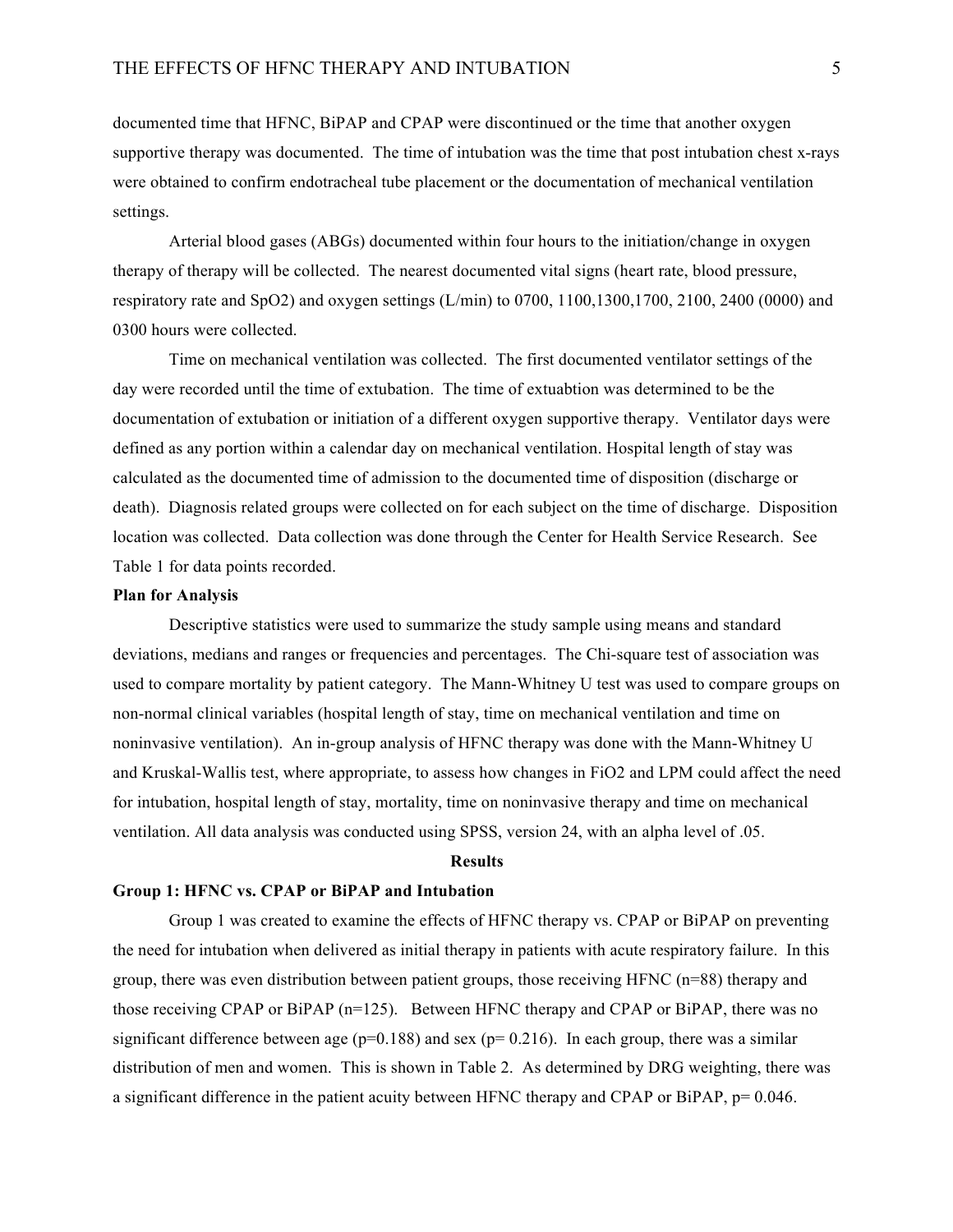documented time that HFNC, BiPAP and CPAP were discontinued or the time that another oxygen supportive therapy was documented. The time of intubation was the time that post intubation chest x-rays were obtained to confirm endotracheal tube placement or the documentation of mechanical ventilation settings.

Arterial blood gases (ABGs) documented within four hours to the initiation/change in oxygen therapy of therapy will be collected. The nearest documented vital signs (heart rate, blood pressure, respiratory rate and SpO2) and oxygen settings (L/min) to 0700, 1100,1300,1700, 2100, 2400 (0000) and 0300 hours were collected.

Time on mechanical ventilation was collected. The first documented ventilator settings of the day were recorded until the time of extubation. The time of extuabtion was determined to be the documentation of extubation or initiation of a different oxygen supportive therapy. Ventilator days were defined as any portion within a calendar day on mechanical ventilation. Hospital length of stay was calculated as the documented time of admission to the documented time of disposition (discharge or death). Diagnosis related groups were collected on for each subject on the time of discharge. Disposition location was collected. Data collection was done through the Center for Health Service Research. See Table 1 for data points recorded.

**Plan for Analysis**

Descriptive statistics were used to summarize the study sample using means and standard deviations, medians and ranges or frequencies and percentages. The Chi-square test of association was used to compare mortality by patient category. The Mann-Whitney U test was used to compare groups on non-normal clinical variables (hospital length of stay, time on mechanical ventilation and time on noninvasive ventilation). An in-group analysis of HFNC therapy was done with the Mann-Whitney U and Kruskal-Wallis test, where appropriate, to assess how changes in FiO2 and LPM could affect the need for intubation, hospital length of stay, mortality, time on noninvasive therapy and time on mechanical ventilation. All data analysis was conducted using SPSS, version 24, with an alpha level of .05.

## Results

**Group 1: HFNC vs. CPAP or BiPAP and Intubation**

Group 1 was created to examine the effects of HFNC therapy vs. CPAP or BiPAP on preventing the need for intubation when delivered as initial therapy in patients with acute respiratory failure. In this group, there was even distribution between patient groups, those receiving HFNC (n=88) therapy and those receiving CPAP or BiPAP (n=125). Between HFNC therapy and CPAP or BiPAP, there was no significant difference between age (p=0.188) and sex (p= 0.216). In each group, there was a similar distribution of men and women. This is shown in Table 2. As determined by DRG weighting, there was a significant difference in the patient acuity between HFNC therapy and CPAP or BiPAP, p= 0.046.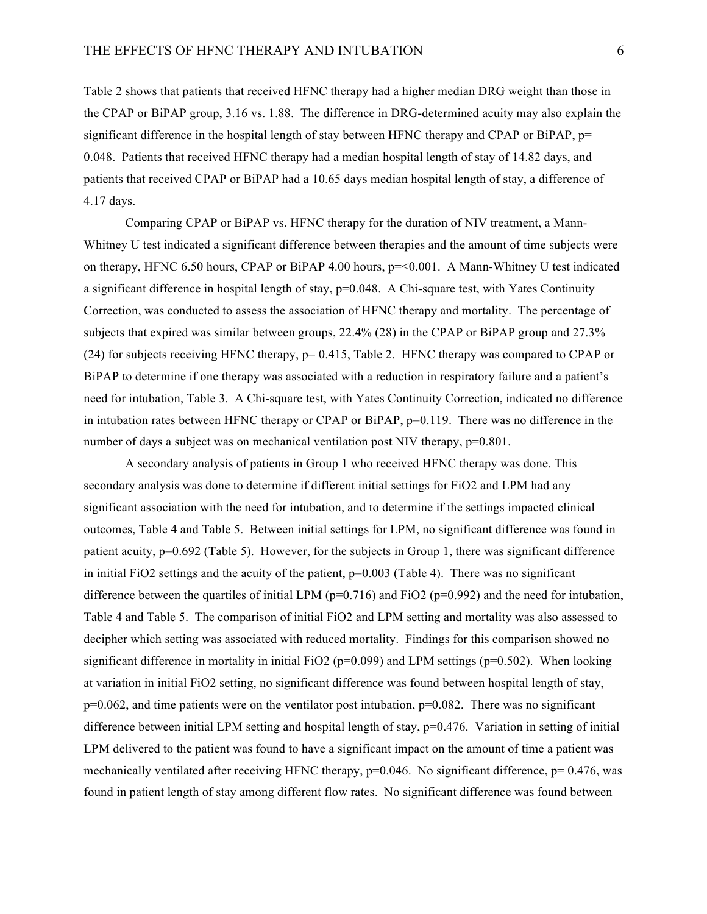Table 2 shows that patients that received HFNC therapy had a higher median DRG weight than those in the CPAP or BiPAP group, 3.16 vs. 1.88. The difference in DRG-determined acuity may also explain the significant difference in the hospital length of stay between HFNC therapy and CPAP or BiPAP, $p = 0.048$. Patients that received HFNC therapy had a median hospital length of stay of 14.82 days, and patients that received CPAP or BiPAP had a 10.65 days median hospital length of stay, a difference of 4.17 days.

Comparing CPAP or BiPAP vs. HFNC therapy for the duration of NIV treatment, a Mann-Whitney U test indicated a significant difference between therapies and the amount of time subjects were on therapy, HFNC 6.50 hours, CPAP or BiPAP 4.00 hours, $p = < 0.001$. A Mann-Whitney U test indicated a significant difference in hospital length of stay, $p = 0.048$. A Chi-square test, with Yates Continuity Correction, was conducted to assess the association of HFNC therapy and mortality. The percentage of subjects that expired was similar between groups, 22.4% (28) in the CPAP or BiPAP group and 27.3% (24) for subjects receiving HFNC therapy, $p = 0.415$, Table 2. HFNC therapy was compared to CPAP or BiPAP to determine if one therapy was associated with a reduction in respiratory failure and a patient's need for intubation, Table 3. A Chi-square test, with Yates Continuity Correction, indicated no difference in intubation rates between HFNC therapy or CPAP or BiPAP, $p = 0.119$. There was no difference in the number of days a subject was on mechanical ventilation post NIV therapy, $p = 0.801$.

A secondary analysis of patients in Group 1 who received HFNC therapy was done. This secondary analysis was done to determine if different initial settings for FiO2 and LPM had any significant association with the need for intubation, and to determine if the settings impacted clinical outcomes, Table 4 and Table 5. Between initial settings for LPM, no significant difference was found in patient acuity, $p = 0.692$ (Table 5). However, for the subjects in Group 1, there was significant difference in initial FiO2 settings and the acuity of the patient, $p = 0.003$ (Table 4). There was no significant difference between the quartiles of initial LPM ($p = 0.716$) and FiO2 ($p = 0.992$) and the need for intubation, Table 4 and Table 5. The comparison of initial FiO2 and LPM setting and mortality was also assessed to decipher which setting was associated with reduced mortality. Findings for this comparison showed no significant difference in mortality in initial FiO2 ($p = 0.099$) and LPM settings ($p = 0.502$). When looking at variation in initial FiO2 setting, no significant difference was found between hospital length of stay, $p = 0.062$, and time patients were on the ventilator post intubation, $p = 0.082$. There was no significant difference between initial LPM setting and hospital length of stay, $p = 0.476$. Variation in setting of initial LPM delivered to the patient was found to have a significant impact on the amount of time a patient was mechanically ventilated after receiving HFNC therapy, $p = 0.046$. No significant difference, $p = 0.476$, was found in patient length of stay among different flow rates. No significant difference was found between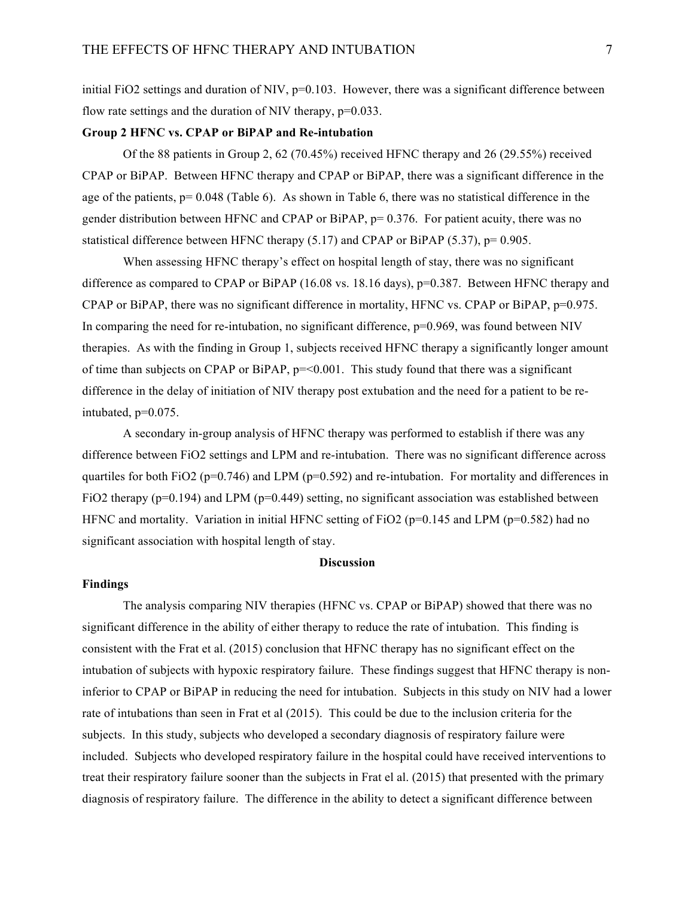initial FiO2 settings and duration of NIV, p=0.103. However, there was a significant difference between flow rate settings and the duration of NIV therapy, p=0.033.

**Group 2 HFNC vs. CPAP or BiPAP and Re-intubation**

Of the 88 patients in Group 2, 62 (70.45%) received HFNC therapy and 26 (29.55%) received CPAP or BiPAP. Between HFNC therapy and CPAP or BiPAP, there was a significant difference in the age of the patients, p= 0.048 (Table 6). As shown in Table 6, there was no statistical difference in the gender distribution between HFNC and CPAP or BiPAP, p= 0.376. For patient acuity, there was no statistical difference between HFNC therapy (5.17) and CPAP or BiPAP (5.37), p= 0.905.

When assessing HFNC therapy's effect on hospital length of stay, there was no significant difference as compared to CPAP or BiPAP (16.08 vs. 18.16 days), p=0.387. Between HFNC therapy and CPAP or BiPAP, there was no significant difference in mortality, HFNC vs. CPAP or BiPAP, p=0.975. In comparing the need for re-intubation, no significant difference, p=0.969, was found between NIV therapies. As with the finding in Group 1, subjects received HFNC therapy a significantly longer amount of time than subjects on CPAP or BiPAP, p=<0.001. This study found that there was a significant difference in the delay of initiation of NIV therapy post extubation and the need for a patient to be re-intubated, p=0.075.

A secondary in-group analysis of HFNC therapy was performed to establish if there was any difference between FiO2 settings and LPM and re-intubation. There was no significant difference across quartiles for both FiO2 (p=0.746) and LPM (p=0.592) and re-intubation. For mortality and differences in FiO2 therapy (p=0.194) and LPM (p=0.449) setting, no significant association was established between HFNC and mortality. Variation in initial HFNC setting of FiO2 (p=0.145 and LPM (p=0.582) had no significant association with hospital length of stay.

## Discussion

**Findings**

The analysis comparing NIV therapies (HFNC vs. CPAP or BiPAP) showed that there was no significant difference in the ability of either therapy to reduce the rate of intubation. This finding is consistent with the Frat et al. (2015) conclusion that HFNC therapy has no significant effect on the intubation of subjects with hypoxic respiratory failure. These findings suggest that HFNC therapy is non-inferior to CPAP or BiPAP in reducing the need for intubation. Subjects in this study on NIV had a lower rate of intubations than seen in Frat et al (2015). This could be due to the inclusion criteria for the subjects. In this study, subjects who developed a secondary diagnosis of respiratory failure were included. Subjects who developed respiratory failure in the hospital could have received interventions to treat their respiratory failure sooner than the subjects in Frat el al. (2015) that presented with the primary diagnosis of respiratory failure. The difference in the ability to detect a significant difference between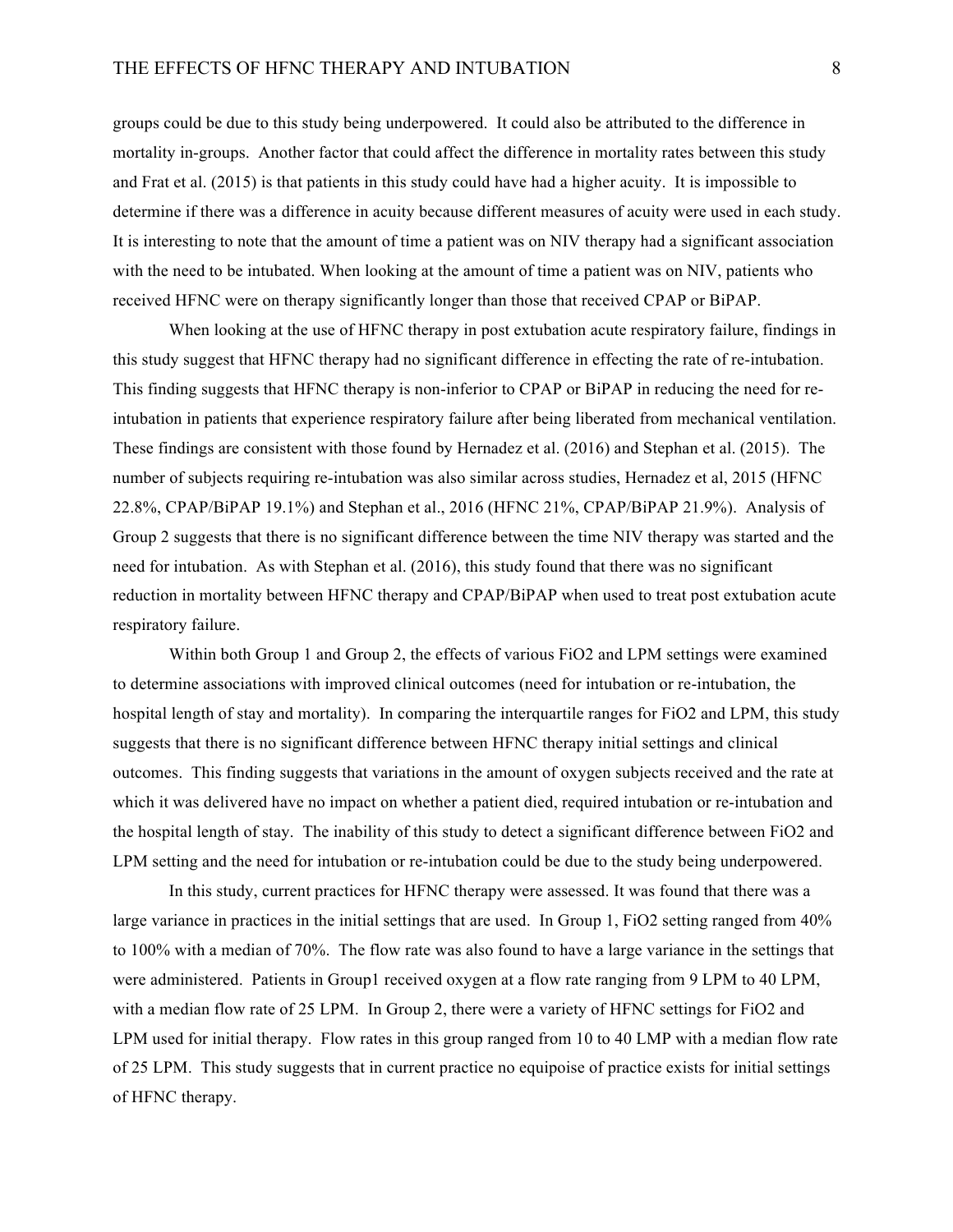groups could be due to this study being underpowered. It could also be attributed to the difference in mortality in-groups. Another factor that could affect the difference in mortality rates between this study and Frat et al. (2015) is that patients in this study could have had a higher acuity. It is impossible to determine if there was a difference in acuity because different measures of acuity were used in each study. It is interesting to note that the amount of time a patient was on NIV therapy had a significant association with the need to be intubated. When looking at the amount of time a patient was on NIV, patients who received HFNC were on therapy significantly longer than those that received CPAP or BiPAP.

When looking at the use of HFNC therapy in post extubation acute respiratory failure, findings in this study suggest that HFNC therapy had no significant difference in effecting the rate of re-intubation. This finding suggests that HFNC therapy is non-inferior to CPAP or BiPAP in reducing the need for re-intubation in patients that experience respiratory failure after being liberated from mechanical ventilation. These findings are consistent with those found by Hernadez et al. (2016) and Stephan et al. (2015). The number of subjects requiring re-intubation was also similar across studies, Hernadez et al, 2015 (HFNC 22.8%, CPAP/BiPAP 19.1%) and Stephan et al., 2016 (HFNC 21%, CPAP/BiPAP 21.9%). Analysis of Group 2 suggests that there is no significant difference between the time NIV therapy was started and the need for intubation. As with Stephan et al. (2016), this study found that there was no significant reduction in mortality between HFNC therapy and CPAP/BiPAP when used to treat post extubation acute respiratory failure.

Within both Group 1 and Group 2, the effects of various FiO2 and LPM settings were examined to determine associations with improved clinical outcomes (need for intubation or re-intubation, the hospital length of stay and mortality). In comparing the interquartile ranges for FiO2 and LPM, this study suggests that there is no significant difference between HFNC therapy initial settings and clinical outcomes. This finding suggests that variations in the amount of oxygen subjects received and the rate at which it was delivered have no impact on whether a patient died, required intubation or re-intubation and the hospital length of stay. The inability of this study to detect a significant difference between FiO2 and LPM setting and the need for intubation or re-intubation could be due to the study being underpowered.

In this study, current practices for HFNC therapy were assessed. It was found that there was a large variance in practices in the initial settings that are used. In Group 1, FiO2 setting ranged from 40% to 100% with a median of 70%. The flow rate was also found to have a large variance in the settings that were administered. Patients in Group1 received oxygen at a flow rate ranging from 9 LPM to 40 LPM, with a median flow rate of 25 LPM. In Group 2, there were a variety of HFNC settings for FiO2 and LPM used for initial therapy. Flow rates in this group ranged from 10 to 40 LMP with a median flow rate of 25 LPM. This study suggests that in current practice no equipoise of practice exists for initial settings of HFNC therapy.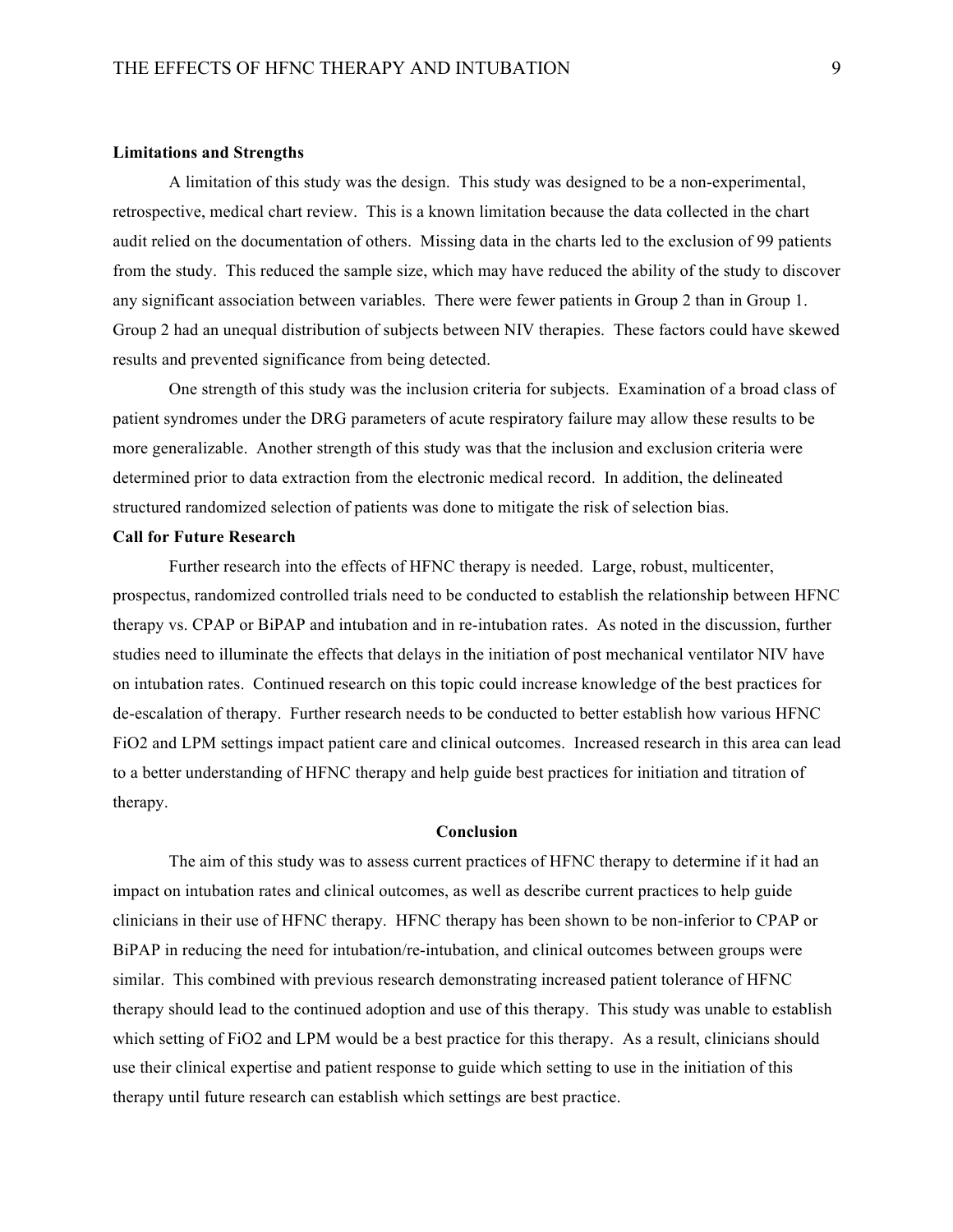**Limitations and Strengths**

A limitation of this study was the design. This study was designed to be a non-experimental, retrospective, medical chart review. This is a known limitation because the data collected in the chart audit relied on the documentation of others. Missing data in the charts led to the exclusion of 99 patients from the study. This reduced the sample size, which may have reduced the ability of the study to discover any significant association between variables. There were fewer patients in Group 2 than in Group 1. Group 2 had an unequal distribution of subjects between NIV therapies. These factors could have skewed results and prevented significance from being detected.

One strength of this study was the inclusion criteria for subjects. Examination of a broad class of patient syndromes under the DRG parameters of acute respiratory failure may allow these results to be more generalizable. Another strength of this study was that the inclusion and exclusion criteria were determined prior to data extraction from the electronic medical record. In addition, the delineated structured randomized selection of patients was done to mitigate the risk of selection bias.

**Call for Future Research**

Further research into the effects of HFNC therapy is needed. Large, robust, multicenter, prospectus, randomized controlled trials need to be conducted to establish the relationship between HFNC therapy vs. CPAP or BiPAP and intubation and in re-intubation rates. As noted in the discussion, further studies need to illuminate the effects that delays in the initiation of post mechanical ventilator NIV have on intubation rates. Continued research on this topic could increase knowledge of the best practices for de-escalation of therapy. Further research needs to be conducted to better establish how various HFNC $FiO_2$ and LPM settings impact patient care and clinical outcomes. Increased research in this area can lead to a better understanding of HFNC therapy and help guide best practices for initiation and titration of therapy.

## Conclusion

The aim of this study was to assess current practices of HFNC therapy to determine if it had an impact on intubation rates and clinical outcomes, as well as describe current practices to help guide clinicians in their use of HFNC therapy. HFNC therapy has been shown to be non-inferior to CPAP or BiPAP in reducing the need for intubation/re-intubation, and clinical outcomes between groups were similar. This combined with previous research demonstrating increased patient tolerance of HFNC therapy should lead to the continued adoption and use of this therapy. This study was unable to establish which setting of $FiO_2$ and LPM would be a best practice for this therapy. As a result, clinicians should use their clinical expertise and patient response to guide which setting to use in the initiation of this therapy until future research can establish which settings are best practice.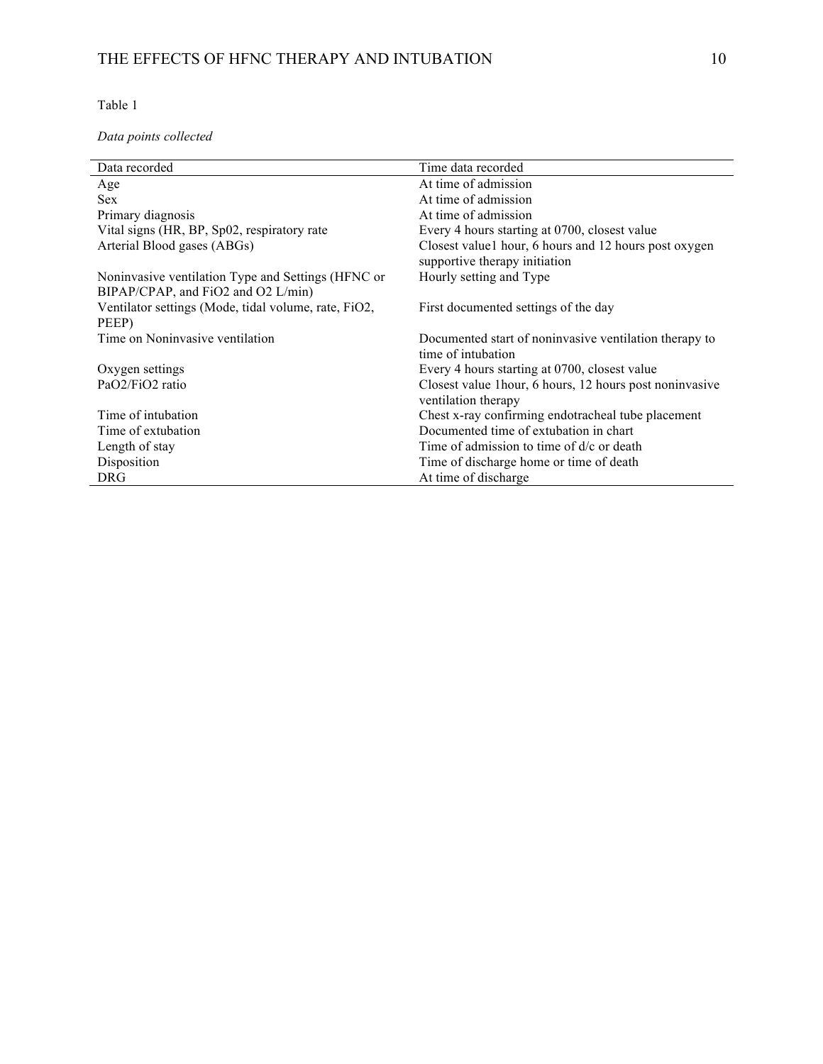Table 1

*Data points collected*

| Data recorded | Time data recorded |
|---|---|
| Age | At time of admission |
| Sex | At time of admission |
| Primary diagnosis | At time of admission |
| Vital signs (HR, BP, Sp02, respiratory rate | Every 4 hours starting at 0700, closest value |
| Arterial Blood gases (ABGs) | Closest value1 hour, 6 hours and 12 hours post oxygen supportive therapy initiation |
| Noninvasive ventilation Type and Settings (HFNC or BIPAP/CPAP, and FiO2 and O2 L/min) | Hourly setting and Type |
| Ventilator settings (Mode, tidal volume, rate, FiO2, PEEP) | First documented settings of the day |
| Time on Noninvasive ventilation | Documented start of noninvasive ventilation therapy to time of intubation |
| Oxygen settings | Every 4 hours starting at 0700, closest value |
| PaO2/FiO2 ratio | Closest value 1hour, 6 hours, 12 hours post noninvasive ventilation therapy |
| Time of intubation | Chest x-ray confirming endotracheal tube placement |
| Time of extubation | Documented time of extubation in chart |
| Length of stay | Time of admission to time of d/c or death |
| Disposition | Time of discharge home or time of death |
| DRG | At time of discharge |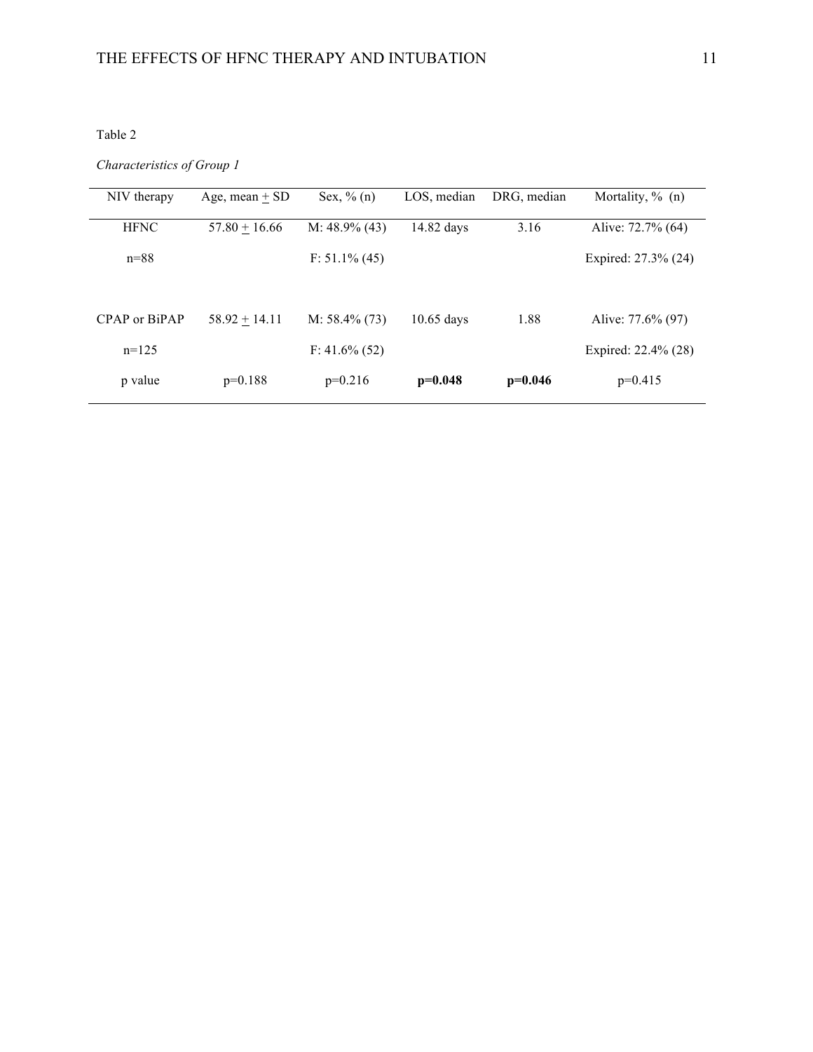Table 2

*Characteristics of Group 1*

| NIV therapy | Age, mean ± SD | Sex, % (n) | LOS, median | DRG, median | Mortality, % (n) |
|---|---|---|---|---|---|
| HFNC | 57.80 ± 16.66 | M: 48.9% (43) | 14.82 days | 3.16 | Alive: 72.7% (64) |
| n=88 | | F: 51.1% (45) | | | Expired: 27.3% (24) |
| CPAP or BiPAP | 58.92 ± 14.11 | M: 58.4% (73) | 10.65 days | 1.88 | Alive: 77.6% (97) |
| n=125 | | F: 41.6% (52) | | | Expired: 22.4% (28) |
| p value | p=0.188 | p=0.216 | **p=0.048** | **p=0.046** | p=0.415 |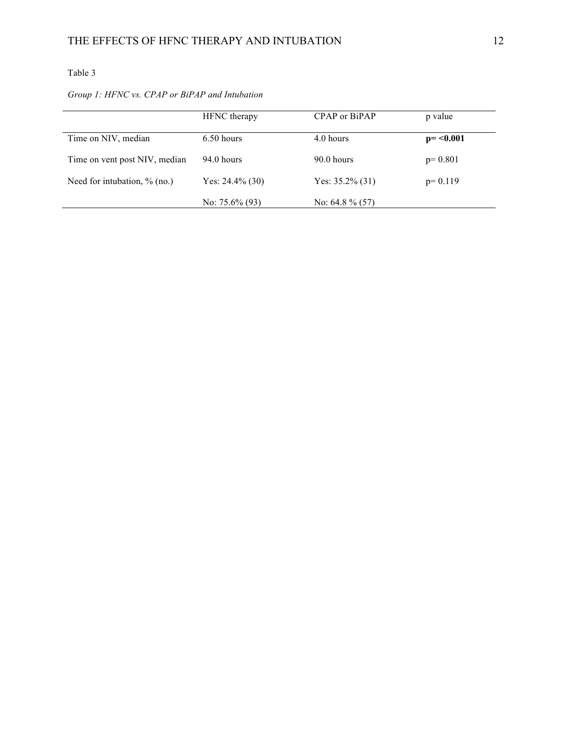Table 3

*Group 1: HFNC vs. CPAP or BiPAP and Intubation*

| | HFNC therapy | CPAP or BiPAP | p value |
|---|---|---|---|
| Time on NIV, median | 6.50 hours | 4.0 hours | **p= <0.001** |
| Time on vent post NIV, median | 94.0 hours | 90.0 hours | p= 0.801 |
| Need for intubation, % (no.) | Yes: 24.4% (30) | Yes: 35.2% (31) | p= 0.119 |
| | No: 75.6% (93) | No: 64.8 % (57) | |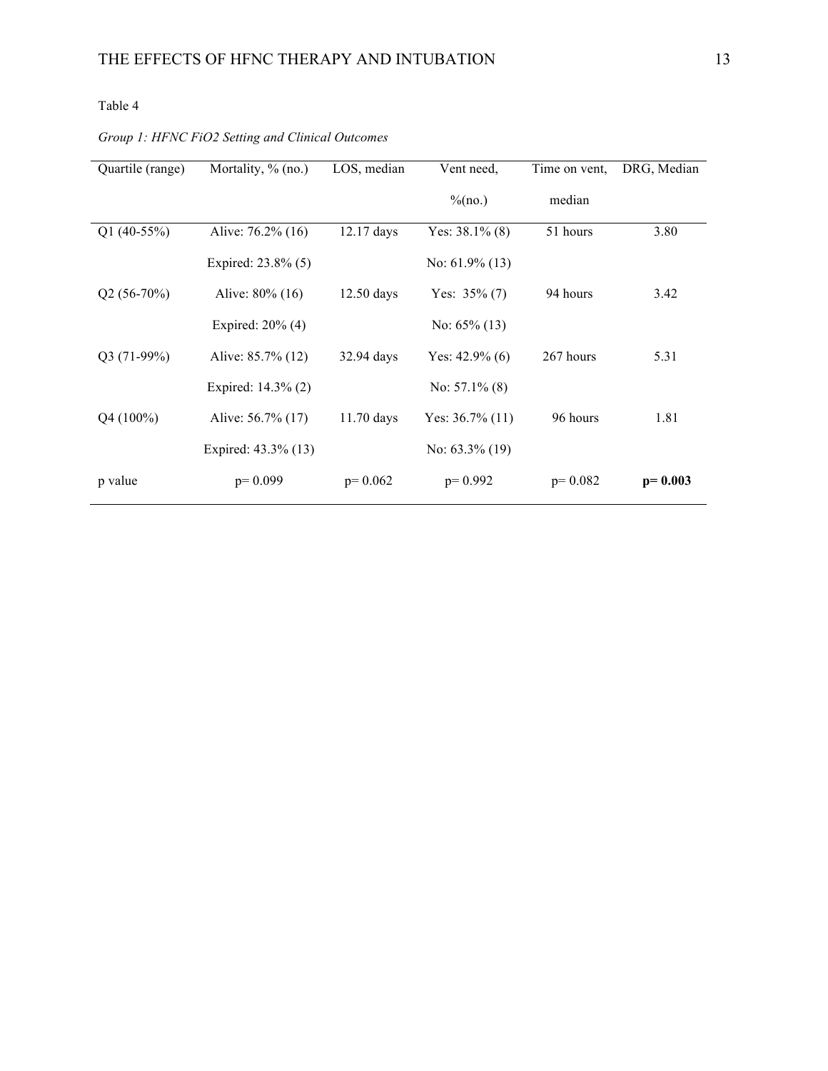Table 4

*Group 1: HFNC FiO2 Setting and Clinical Outcomes*

| Quartile (range) | Mortality, % (no.) | LOS, median | Vent need, %(no.) | Time on vent, median | DRG, Median |
|---|---|---|---|---|---|
| Q1 (40-55%) | Alive: 76.2% (16) | 12.17 days | Yes: 38.1% (8) | 51 hours | 3.80 |
| | Expired: 23.8% (5) | | No: 61.9% (13) | | |
| Q2 (56-70%) | Alive: 80% (16) | 12.50 days | Yes: 35% (7) | 94 hours | 3.42 |
| | Expired: 20% (4) | | No: 65% (13) | | |
| Q3 (71-99%) | Alive: 85.7% (12) | 32.94 days | Yes: 42.9% (6) | 267 hours | 5.31 |
| | Expired: 14.3% (2) | | No: 57.1% (8) | | |
| Q4 (100%) | Alive: 56.7% (17) | 11.70 days | Yes: 36.7% (11) | 96 hours | 1.81 |
| | Expired: 43.3% (13) | | No: 63.3% (19) | | |
| p value | p= 0.099 | p= 0.062 | p= 0.992 | p= 0.082 | **p= 0.003** |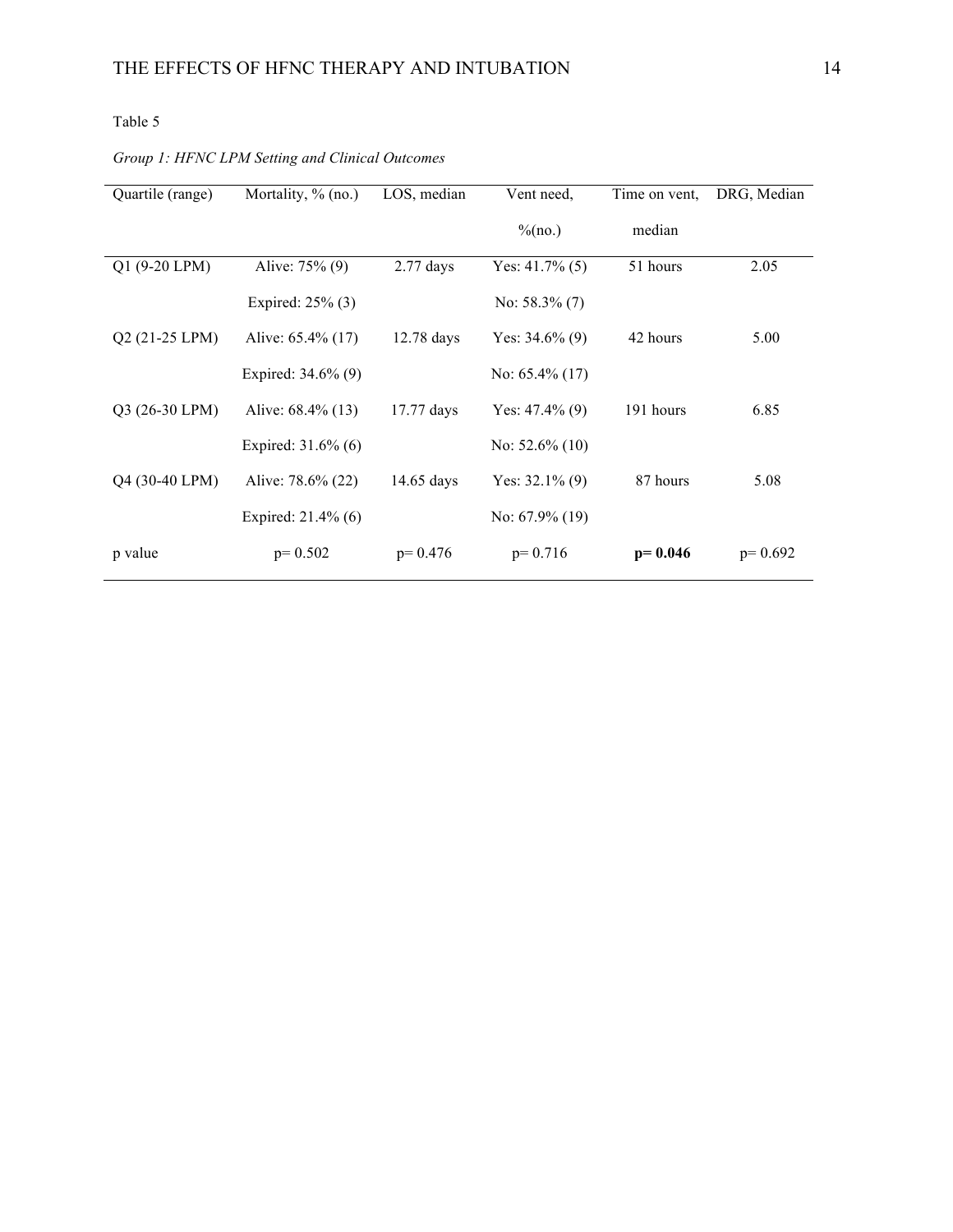Table 5

*Group 1: HFNC LPM Setting and Clinical Outcomes*

| Quartile (range) | Mortality, % (no.) | LOS, median | Vent need, %(no.) | Time on vent, median | DRG, Median |
|---|---|---|---|---|---|
| Q1 (9-20 LPM) | Alive: 75% (9) | 2.77 days | Yes: 41.7% (5) | 51 hours | 2.05 |
| | Expired: 25% (3) | | No: 58.3% (7) | | |
| Q2 (21-25 LPM) | Alive: 65.4% (17) | 12.78 days | Yes: 34.6% (9) | 42 hours | 5.00 |
| | Expired: 34.6% (9) | | No: 65.4% (17) | | |
| Q3 (26-30 LPM) | Alive: 68.4% (13) | 17.77 days | Yes: 47.4% (9) | 191 hours | 6.85 |
| | Expired: 31.6% (6) | | No: 52.6% (10) | | |
| Q4 (30-40 LPM) | Alive: 78.6% (22) | 14.65 days | Yes: 32.1% (9) | 87 hours | 5.08 |
| | Expired: 21.4% (6) | | No: 67.9% (19) | | |
| p value | p= 0.502 | p= 0.476 | p= 0.716 | **p= 0.046** | p= 0.692 |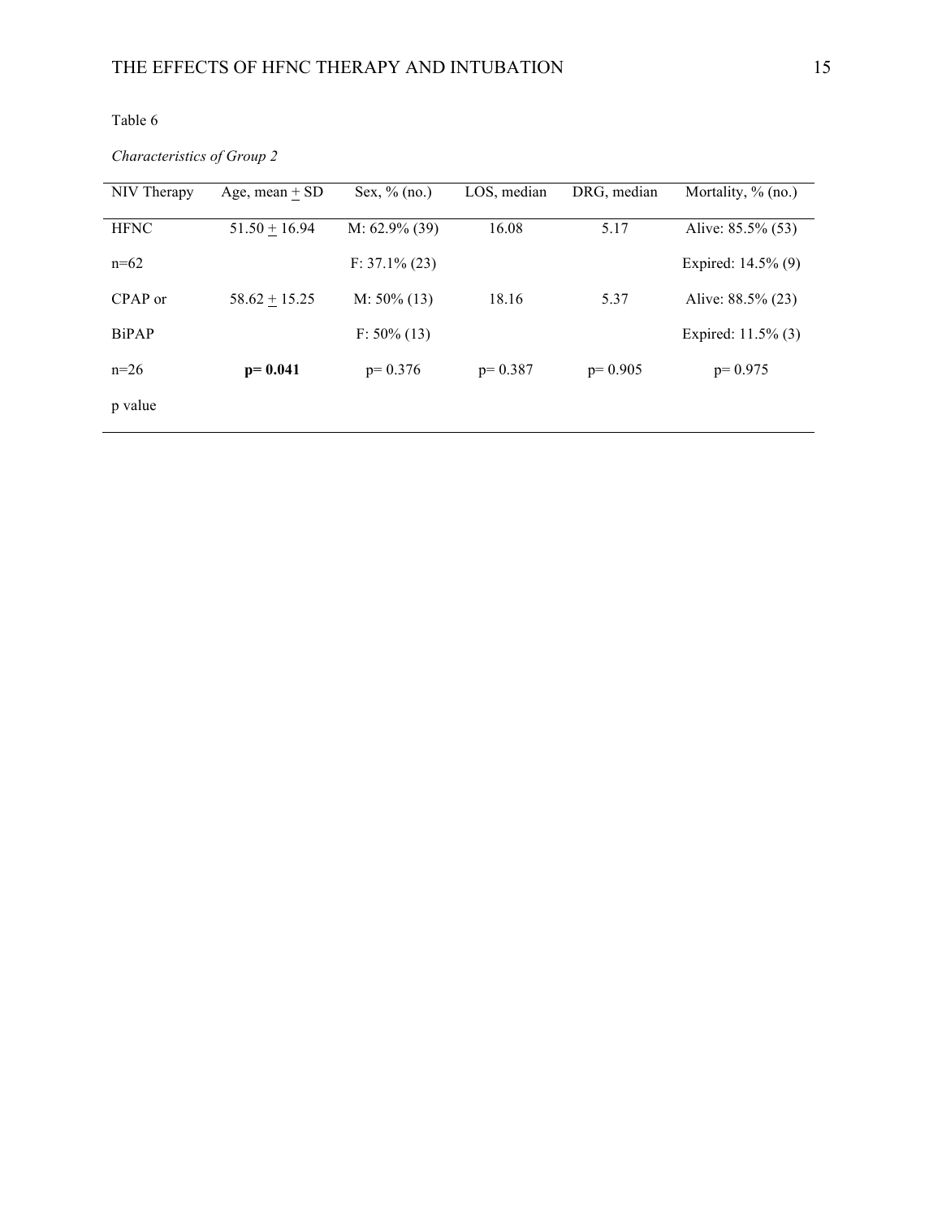Table 6

*Characteristics of Group 2*

| NIV Therapy | Age, mean ± SD | Sex, % (no.) | LOS, median | DRG, median | Mortality, % (no.) |
|---|---|---|---|---|---|
| HFNC | 51.50 ± 16.94 | M: 62.9% (39) | 16.08 | 5.17 | Alive: 85.5% (53) |
| n=62 | | F: 37.1% (23) | | | Expired: 14.5% (9) |
| CPAP or | 58.62 ± 15.25 | M: 50% (13) | 18.16 | 5.37 | Alive: 88.5% (23) |
| BiPAP | | F: 50% (13) | | | Expired: 11.5% (3) |
| n=26 | **p= 0.041** | p= 0.376 | p= 0.387 | p= 0.905 | p= 0.975 |
| p value | | | | | |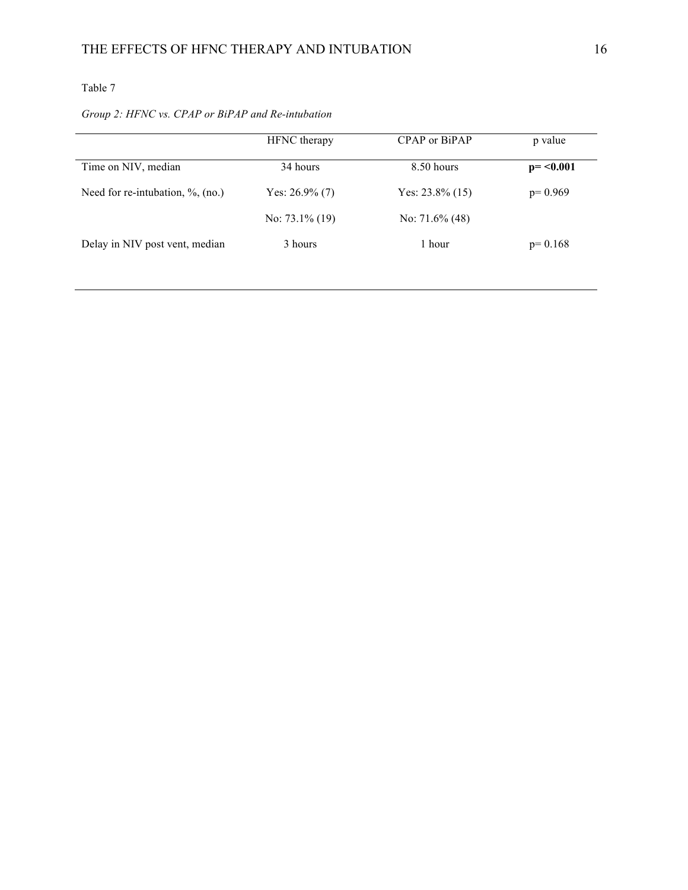Table 7

*Group 2: HFNC vs. CPAP or BiPAP and Re-intubation*

| | HFNC therapy | CPAP or BiPAP | p value |
|---|---|---|---|
| Time on NIV, median | 34 hours | 8.50 hours | **p= <0.001** |
| Need for re-intubation, %, (no.) | Yes: 26.9% (7) | Yes: 23.8% (15) | p= 0.969 |
| | No: 73.1% (19) | No: 71.6% (48) | |
| Delay in NIV post vent, median | 3 hours | 1 hour | p= 0.168 |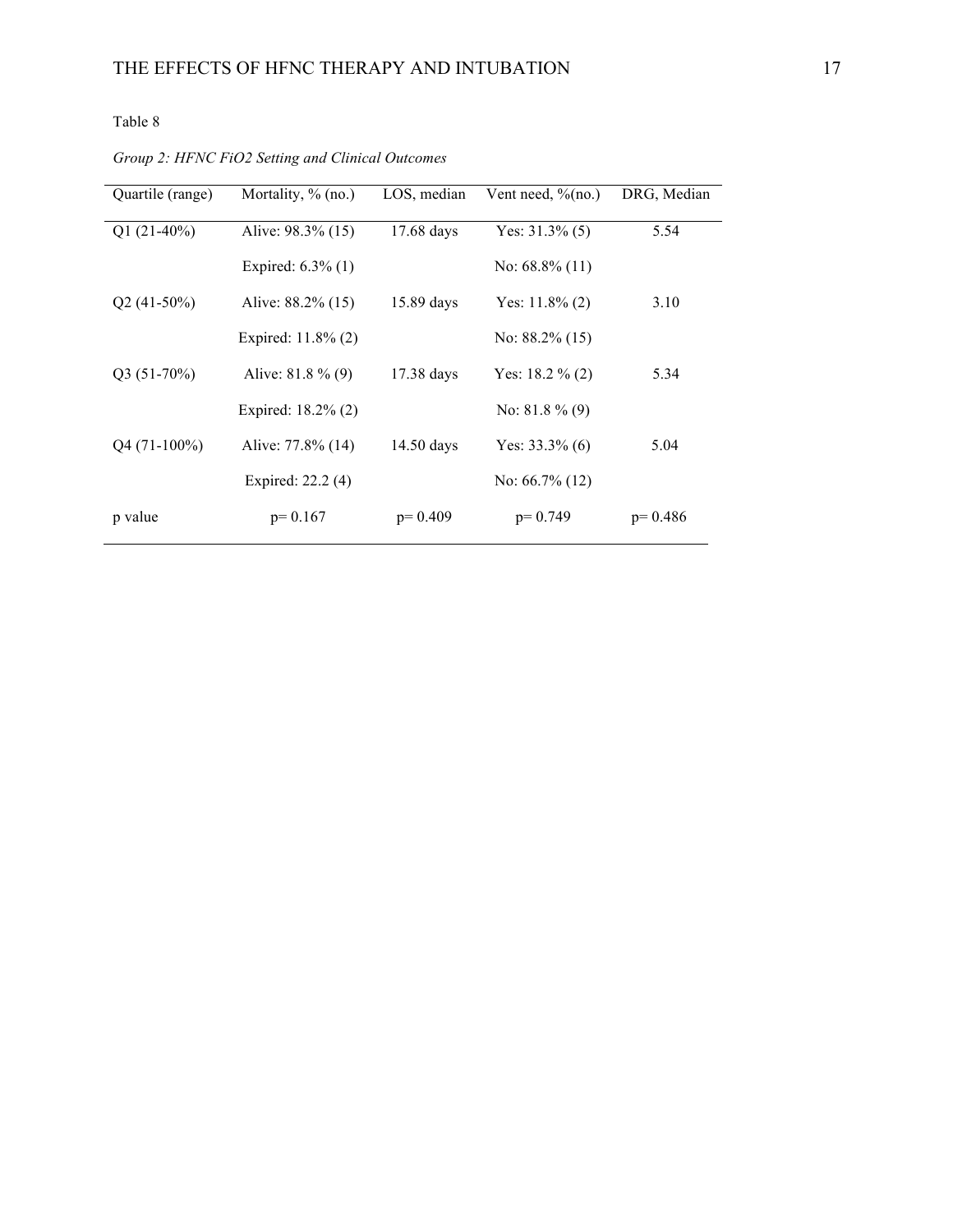Table 8

*Group 2: HFNC FiO2 Setting and Clinical Outcomes*

| Quartile (range) | Mortality, % (no.) | LOS, median | Vent need, %(no.) | DRG, Median |
|---|---|---|---|---|
| Q1 (21-40%) | Alive: 98.3% (15) | 17.68 days | Yes: 31.3% (5) | 5.54 |
| | Expired: 6.3% (1) | | No: 68.8% (11) | |
| Q2 (41-50%) | Alive: 88.2% (15) | 15.89 days | Yes: 11.8% (2) | 3.10 |
| | Expired: 11.8% (2) | | No: 88.2% (15) | |
| Q3 (51-70%) | Alive: 81.8 % (9) | 17.38 days | Yes: 18.2 % (2) | 5.34 |
| | Expired: 18.2% (2) | | No: 81.8 % (9) | |
| Q4 (71-100%) | Alive: 77.8% (14) | 14.50 days | Yes: 33.3% (6) | 5.04 |
| | Expired: 22.2 (4) | | No: 66.7% (12) | |
| p value | p= 0.167 | p= 0.409 | p= 0.749 | p= 0.486 |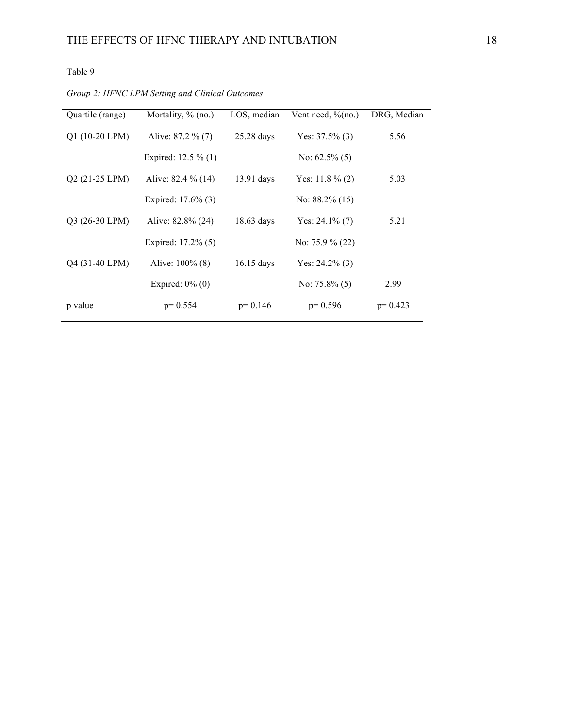Table 9

*Group 2: HFNC LPM Setting and Clinical Outcomes*

| Quartile (range) | Mortality, % (no.) | LOS, median | Vent need, %(no.) | DRG, Median |
|---|---|---|---|---|
| Q1 (10-20 LPM) | Alive: 87.2 % (7) | 25.28 days | Yes: 37.5% (3) | 5.56 |
| | Expired: 12.5 % (1) | | No: 62.5% (5) | |
| Q2 (21-25 LPM) | Alive: 82.4 % (14) | 13.91 days | Yes: 11.8 % (2) | 5.03 |
| | Expired: 17.6% (3) | | No: 88.2% (15) | |
| Q3 (26-30 LPM) | Alive: 82.8% (24) | 18.63 days | Yes: 24.1% (7) | 5.21 |
| | Expired: 17.2% (5) | | No: 75.9 % (22) | |
| Q4 (31-40 LPM) | Alive: 100% (8) | 16.15 days | Yes: 24.2% (3) | |
| | Expired: 0% (0) | | No: 75.8% (5) | 2.99 |
| p value | p= 0.554 | p= 0.146 | p= 0.596 | p= 0.423 |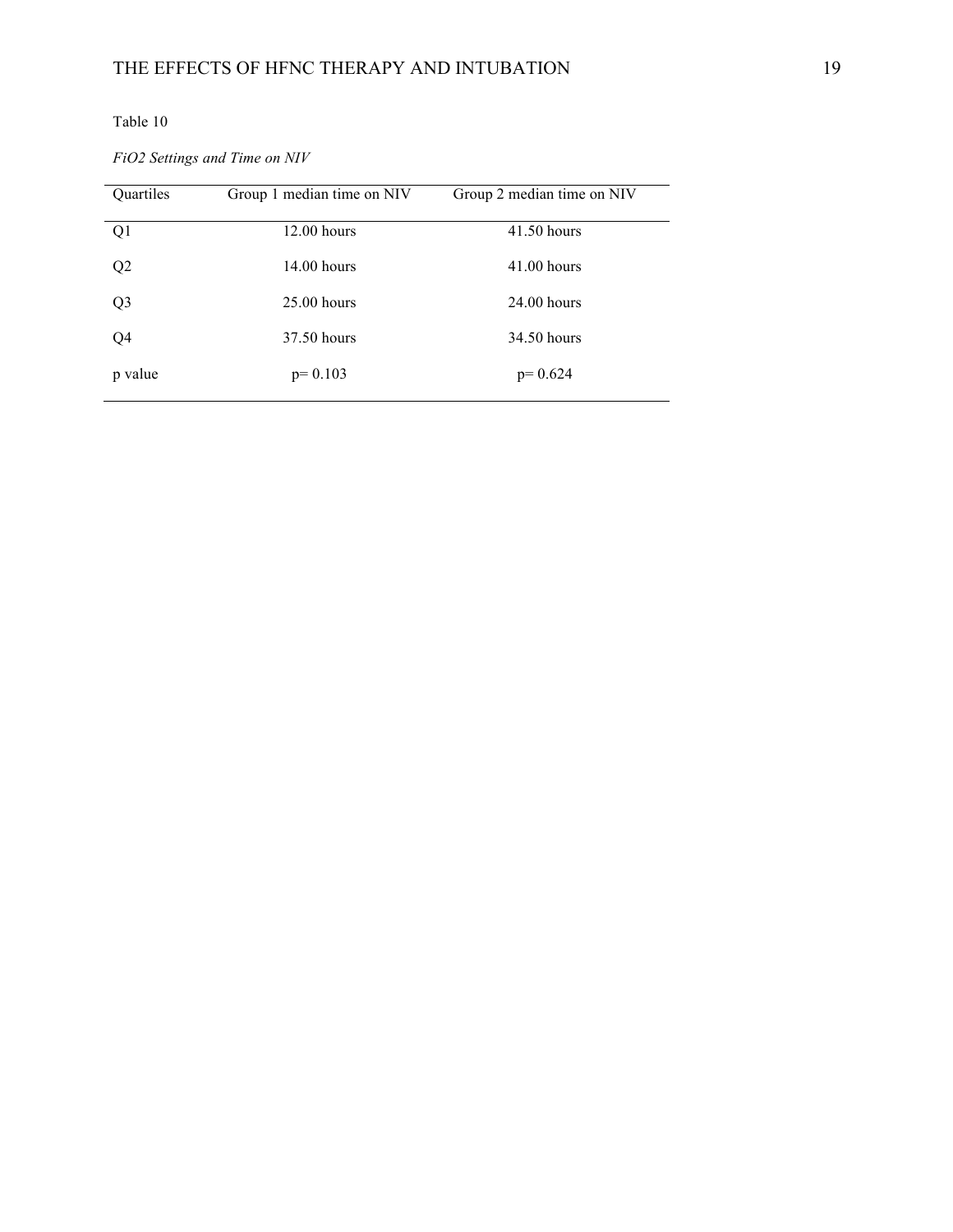Table 10

*FiO2 Settings and Time on NIV*

| Quartiles | Group 1 median time on NIV | Group 2 median time on NIV |
|---|---|---|
| Q1 | 12.00 hours | 41.50 hours |
| Q2 | 14.00 hours | 41.00 hours |
| Q3 | 25.00 hours | 24.00 hours |
| Q4 | 37.50 hours | 34.50 hours |
| p value | $p = 0.103$ | $p = 0.624$ |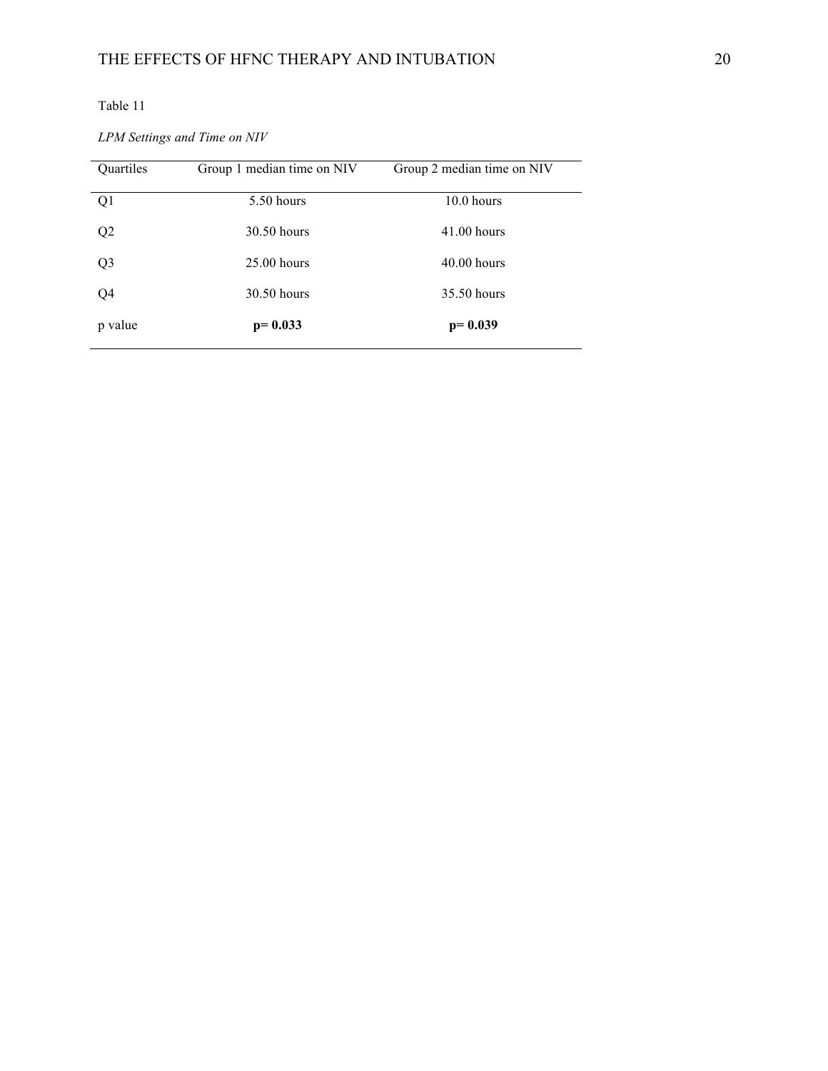Table 11

*LPM Settings and Time on NIV*

| Quartiles | Group 1 median time on NIV | Group 2 median time on NIV |
|---|---|---|
| Q1 | 5.50 hours | 10.0 hours |
| Q2 | 30.50 hours | 41.00 hours |
| Q3 | 25.00 hours | 40.00 hours |
| Q4 | 30.50 hours | 35.50 hours |
| p value | **p= 0.033** | **p= 0.039** |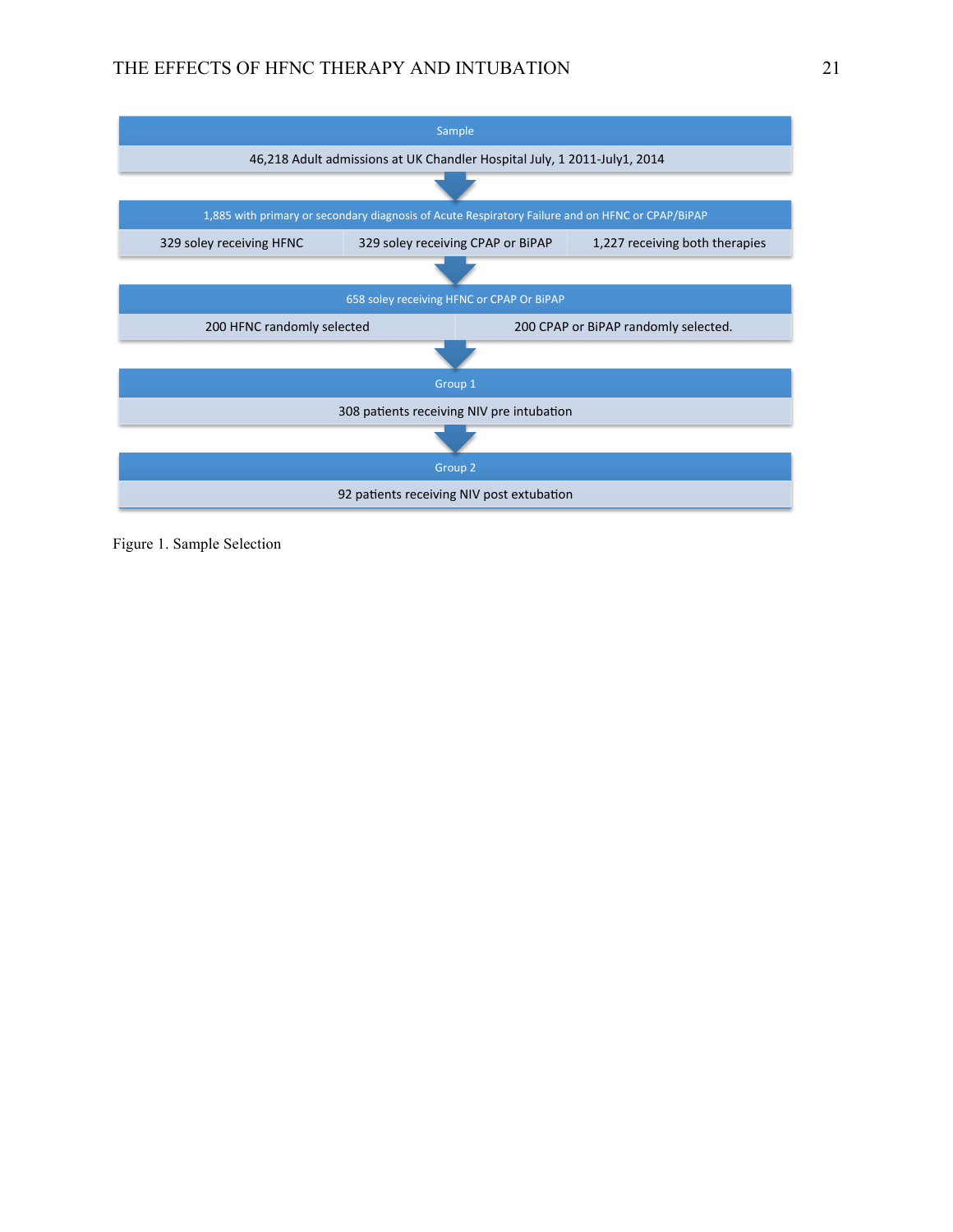Sample

46,218 Adult admissions at UK Chandler Hospital July, 1 2011-July1, 2014

1,885 with primary or secondary diagnosis of Acute Respiratory Failure and on HFNC or CPAP/BiPAP

329 soley receiving HFNC

329 soley receiving CPAP or BiPAP

1,227 receiving both therapies

658 soley receiving HFNC or CPAP Or BiPAP

200 HFNC randomly selected

200 CPAP or BiPAP randomly selected.

Group 1

308 patients receiving NIV pre intubation

Group 2

92 patients receiving NIV post extubation

Figure 1. Sample Selection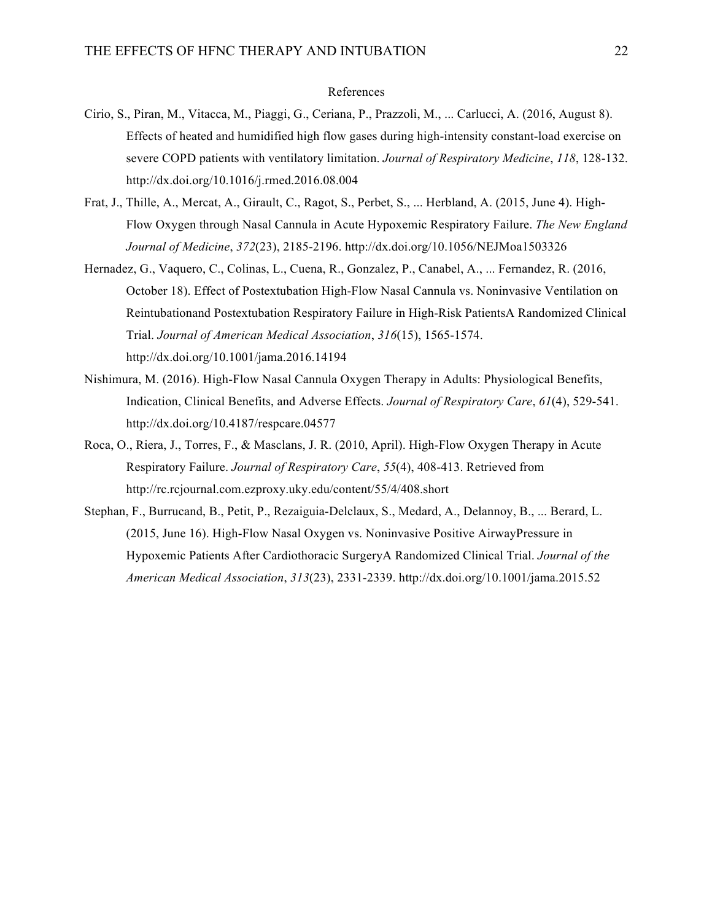References

Cirio, S., Piran, M., Vitacca, M., Piaggi, G., Ceriana, P., Prazzoli, M., ... Carlucci, A. (2016, August 8). Effects of heated and humidified high flow gases during high-intensity constant-load exercise on severe COPD patients with ventilatory limitation. *Journal of Respiratory Medicine*, *118*, 128-132. http://dx.doi.org/10.1016/j.rmed.2016.08.004

Frat, J., Thille, A., Mercat, A., Girault, C., Ragot, S., Perbet, S., ... Herbland, A. (2015, June 4). High-Flow Oxygen through Nasal Cannula in Acute Hypoxemic Respiratory Failure. *The New England Journal of Medicine*, *372*(23), 2185-2196. http://dx.doi.org/10.1056/NEJMoa1503326

Hernadez, G., Vaquero, C., Colinas, L., Cuena, R., Gonzalez, P., Canabel, A., ... Fernandez, R. (2016, October 18). Effect of Postextubation High-Flow Nasal Cannula vs. Noninvasive Ventilation on Reintubationand Postextubation Respiratory Failure in High-Risk PatientsA Randomized Clinical Trial. *Journal of American Medical Association*, *316*(15), 1565-1574. http://dx.doi.org/10.1001/jama.2016.14194

Nishimura, M. (2016). High-Flow Nasal Cannula Oxygen Therapy in Adults: Physiological Benefits, Indication, Clinical Benefits, and Adverse Effects. *Journal of Respiratory Care*, *61*(4), 529-541. http://dx.doi.org/10.4187/respcare.04577

Roca, O., Riera, J., Torres, F., & Masclans, J. R. (2010, April). High-Flow Oxygen Therapy in Acute Respiratory Failure. *Journal of Respiratory Care*, *55*(4), 408-413. Retrieved from http://rc.rcjournal.com.ezproxy.uky.edu/content/55/4/408.short

Stephan, F., Burrucand, B., Petit, P., Rezaiguia-Delclaux, S., Medard, A., Delannoy, B., ... Berard, L. (2015, June 16). High-Flow Nasal Oxygen vs. Noninvasive Positive AirwayPressure in Hypoxemic Patients After Cardiothoracic SurgeryA Randomized Clinical Trial. *Journal of the American Medical Association*, *313*(23), 2331-2339. http://dx.doi.org/10.1001/jama.2015.52